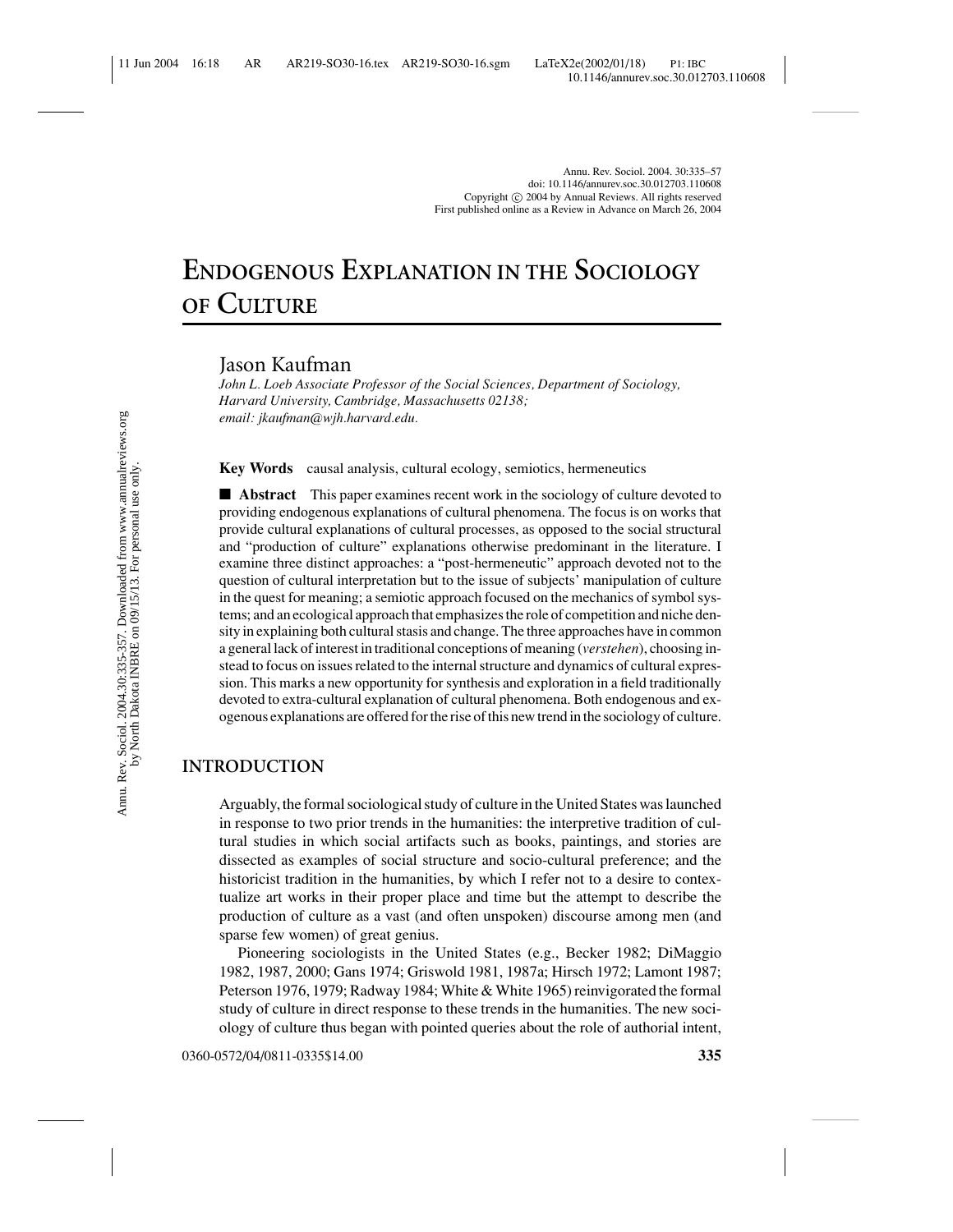# ENDOGENOUS EXPLANATION IN THE SOCIOLOGY OF CULTURE

Jason Kaufman

*John L. Loeb Associate Professor of the Social Sciences, Department of Sociology, Harvard University, Cambridge, Massachusetts 02138; email: jkaufman@wjh.harvard.edu.*

**Key Words** causal analysis, cultural ecology, semiotics, hermeneutics

■ **Abstract** This paper examines recent work in the sociology of culture devoted to providing endogenous explanations of cultural phenomena. The focus is on works that provide cultural explanations of cultural processes, as opposed to the social structural and "production of culture" explanations otherwise predominant in the literature. I examine three distinct approaches: a "post-hermeneutic" approach devoted not to the question of cultural interpretation but to the issue of subjects' manipulation of culture in the quest for meaning; a semiotic approach focused on the mechanics of symbol systems; and an ecological approach that emphasizes the role of competition and niche density in explaining both cultural stasis and change. The three approaches have in common a general lack of interest in traditional conceptions of meaning (*verstehen*), choosing instead to focus on issues related to the internal structure and dynamics of cultural expression. This marks a new opportunity for synthesis and exploration in a field traditionally devoted to extra-cultural explanation of cultural phenomena. Both endogenous and exogenous explanations are offered for the rise of this new trend in the sociology of culture.

## INTRODUCTION

Arguably, the formal sociological study of culture in the United States was launched in response to two prior trends in the humanities: the interpretive tradition of cultural studies in which social artifacts such as books, paintings, and stories are dissected as examples of social structure and socio-cultural preference; and the historicist tradition in the humanities, by which I refer not to a desire to contextualize art works in their proper place and time but the attempt to describe the production of culture as a vast (and often unspoken) discourse among men (and sparse few women) of great genius.

Pioneering sociologists in the United States (e.g., Becker 1982; DiMaggio 1982, 1987, 2000; Gans 1974; Griswold 1981, 1987a; Hirsch 1972; Lamont 1987; Peterson 1976, 1979; Radway 1984; White & White 1965) reinvigorated the formal study of culture in direct response to these trends in the humanities. The new sociology of culture thus began with pointed queries about the role of authorial intent,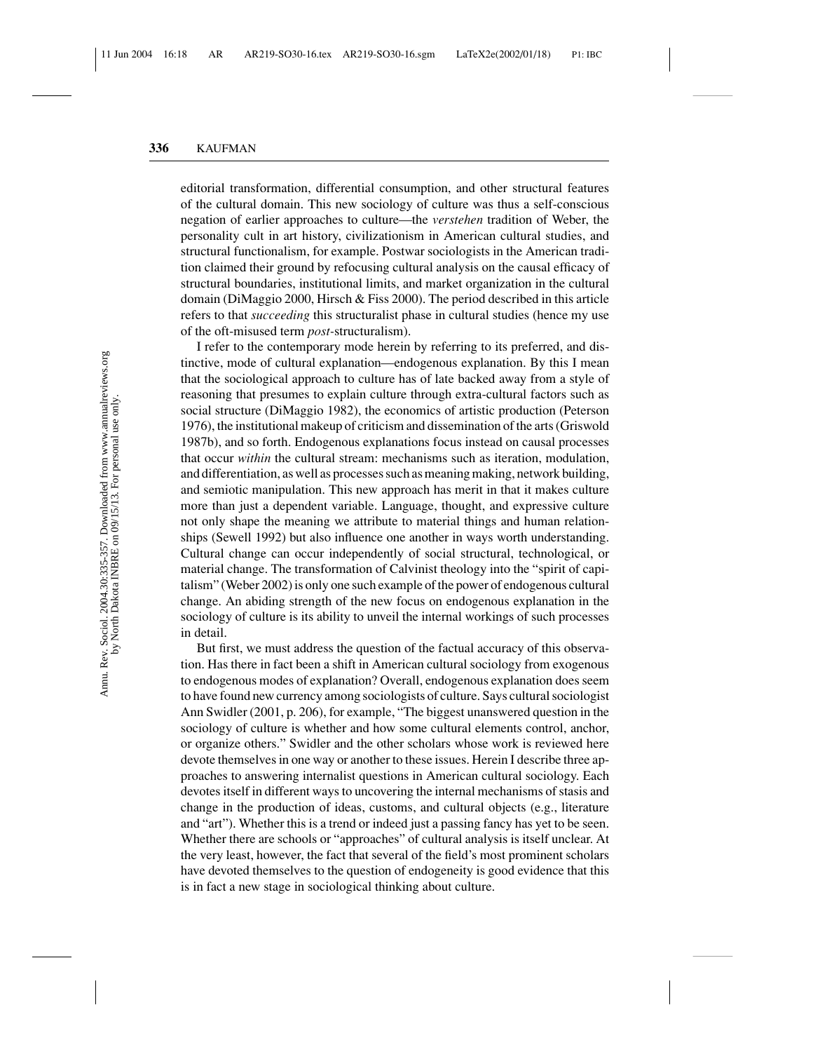editorial transformation, differential consumption, and other structural features of the cultural domain. This new sociology of culture was thus a self-conscious negation of earlier approaches to culture—the *verstehen* tradition of Weber, the personality cult in art history, civilizationism in American cultural studies, and structural functionalism, for example. Postwar sociologists in the American tradition claimed their ground by refocusing cultural analysis on the causal efficacy of structural boundaries, institutional limits, and market organization in the cultural domain (DiMaggio 2000, Hirsch & Fiss 2000). The period described in this article refers to that *succeeding* this structuralist phase in cultural studies (hence my use of the oft-misused term *post*-structuralism).

I refer to the contemporary mode herein by referring to its preferred, and distinctive, mode of cultural explanation—endogenous explanation. By this I mean that the sociological approach to culture has of late backed away from a style of reasoning that presumes to explain culture through extra-cultural factors such as social structure (DiMaggio 1982), the economics of artistic production (Peterson 1976), the institutional makeup of criticism and dissemination of the arts (Griswold 1987b), and so forth. Endogenous explanations focus instead on causal processes that occur *within* the cultural stream: mechanisms such as iteration, modulation, and differentiation, as well as processes such as meaning making, network building, and semiotic manipulation. This new approach has merit in that it makes culture more than just a dependent variable. Language, thought, and expressive culture not only shape the meaning we attribute to material things and human relationships (Sewell 1992) but also influence one another in ways worth understanding. Cultural change can occur independently of social structural, technological, or material change. The transformation of Calvinist theology into the "spirit of capitalism" (Weber 2002) is only one such example of the power of endogenous cultural change. An abiding strength of the new focus on endogenous explanation in the sociology of culture is its ability to unveil the internal workings of such processes in detail.

But first, we must address the question of the factual accuracy of this observation. Has there in fact been a shift in American cultural sociology from exogenous to endogenous modes of explanation? Overall, endogenous explanation does seem to have found new currency among sociologists of culture. Says cultural sociologist Ann Swidler (2001, p. 206), for example, "The biggest unanswered question in the sociology of culture is whether and how some cultural elements control, anchor, or organize others." Swidler and the other scholars whose work is reviewed here devote themselves in one way or another to these issues. Herein I describe three approaches to answering internalist questions in American cultural sociology. Each devotes itself in different ways to uncovering the internal mechanisms of stasis and change in the production of ideas, customs, and cultural objects (e.g., literature and "art"). Whether this is a trend or indeed just a passing fancy has yet to be seen. Whether there are schools or "approaches" of cultural analysis is itself unclear. At the very least, however, the fact that several of the field's most prominent scholars have devoted themselves to the question of endogeneity is good evidence that this is in fact a new stage in sociological thinking about culture.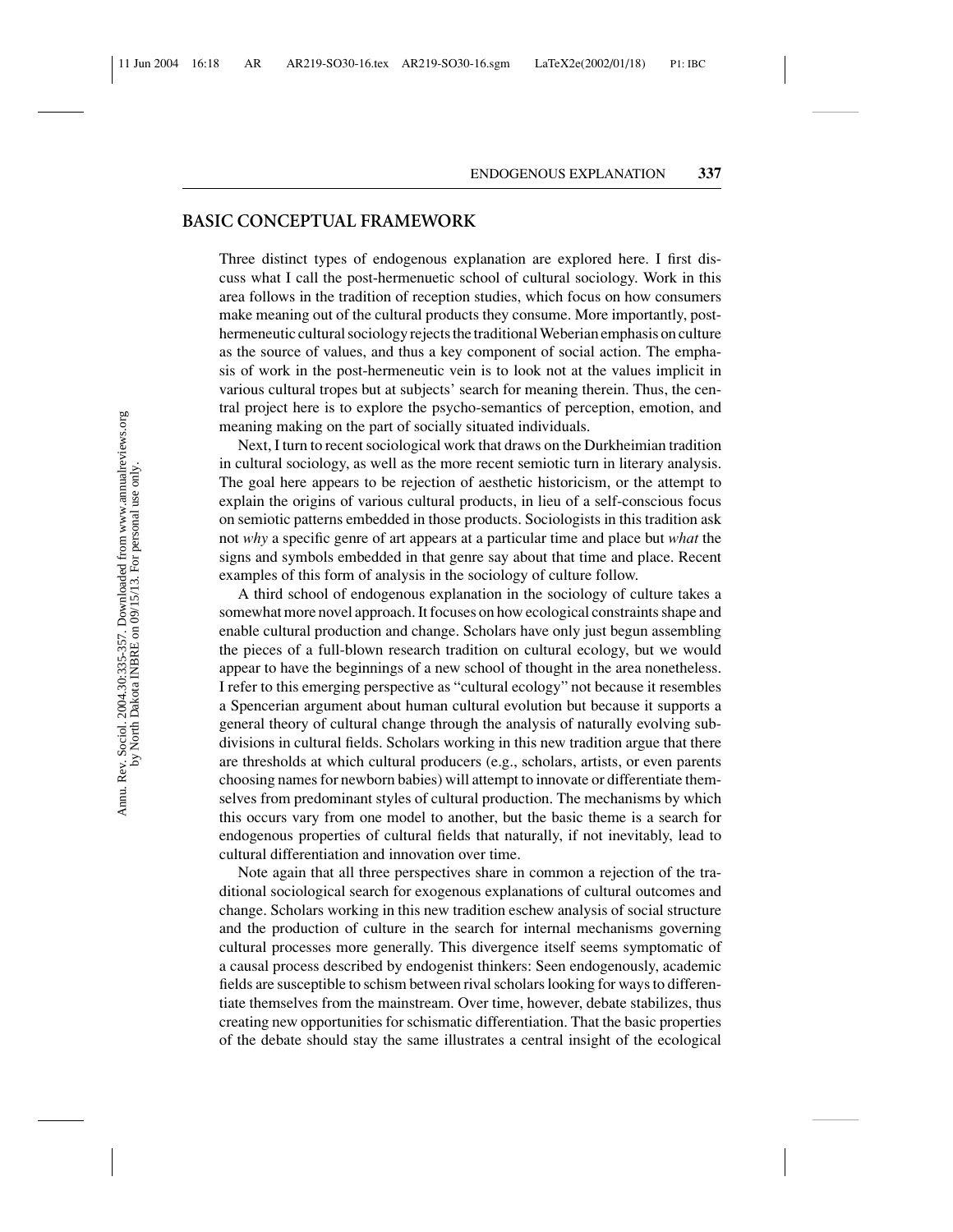## BASIC CONCEPTUAL FRAMEWORK

Three distinct types of endogenous explanation are explored here. I first discuss what I call the post-hermenuetic school of cultural sociology. Work in this area follows in the tradition of reception studies, which focus on how consumers make meaning out of the cultural products they consume. More importantly, post-hermeneutic cultural sociology rejects the traditional Weberian emphasis on culture as the source of values, and thus a key component of social action. The emphasis of work in the post-hermeneutic vein is to look not at the values implicit in various cultural tropes but at subjects' search for meaning therein. Thus, the central project here is to explore the psycho-semantics of perception, emotion, and meaning making on the part of socially situated individuals.

Next, I turn to recent sociological work that draws on the Durkheimian tradition in cultural sociology, as well as the more recent semiotic turn in literary analysis. The goal here appears to be rejection of aesthetic historicism, or the attempt to explain the origins of various cultural products, in lieu of a self-conscious focus on semiotic patterns embedded in those products. Sociologists in this tradition ask not *why* a specific genre of art appears at a particular time and place but *what* the signs and symbols embedded in that genre say about that time and place. Recent examples of this form of analysis in the sociology of culture follow.

A third school of endogenous explanation in the sociology of culture takes a somewhat more novel approach. It focuses on how ecological constraints shape and enable cultural production and change. Scholars have only just begun assembling the pieces of a full-blown research tradition on cultural ecology, but we would appear to have the beginnings of a new school of thought in the area nonetheless. I refer to this emerging perspective as "cultural ecology" not because it resembles a Spencerian argument about human cultural evolution but because it supports a general theory of cultural change through the analysis of naturally evolving subdivisions in cultural fields. Scholars working in this new tradition argue that there are thresholds at which cultural producers (e.g., scholars, artists, or even parents choosing names for newborn babies) will attempt to innovate or differentiate themselves from predominant styles of cultural production. The mechanisms by which this occurs vary from one model to another, but the basic theme is a search for endogenous properties of cultural fields that naturally, if not inevitably, lead to cultural differentiation and innovation over time.

Note again that all three perspectives share in common a rejection of the traditional sociological search for exogenous explanations of cultural outcomes and change. Scholars working in this new tradition eschew analysis of social structure and the production of culture in the search for internal mechanisms governing cultural processes more generally. This divergence itself seems symptomatic of a causal process described by endogenist thinkers: Seen endogenously, academic fields are susceptible to schism between rival scholars looking for ways to differentiate themselves from the mainstream. Over time, however, debate stabilizes, thus creating new opportunities for schismatic differentiation. That the basic properties of the debate should stay the same illustrates a central insight of the ecological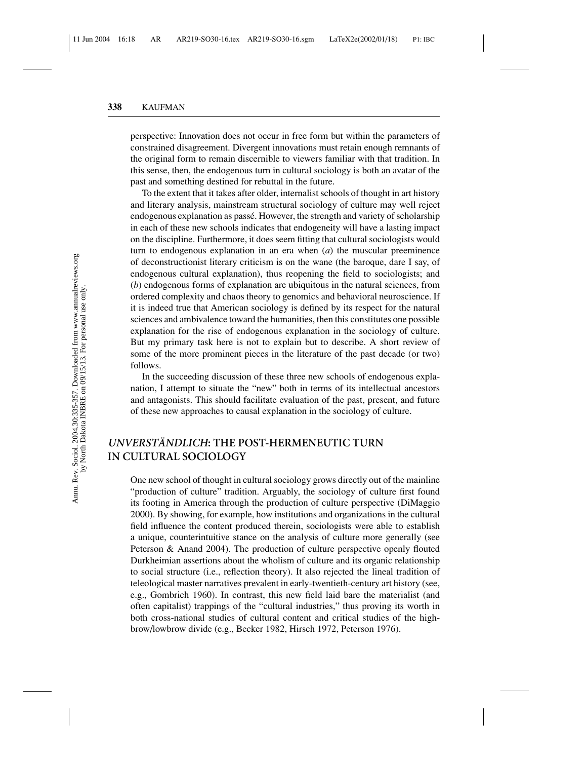perspective: Innovation does not occur in free form but within the parameters of constrained disagreement. Divergent innovations must retain enough remnants of the original form to remain discernible to viewers familiar with that tradition. In this sense, then, the endogenous turn in cultural sociology is both an avatar of the past and something destined for rebuttal in the future.

To the extent that it takes after older, internalist schools of thought in art history and literary analysis, mainstream structural sociology of culture may well reject endogenous explanation as passé. However, the strength and variety of scholarship in each of these new schools indicates that endogeneity will have a lasting impact on the discipline. Furthermore, it does seem fitting that cultural sociologists would turn to endogenous explanation in an era when (*a*) the muscular preeminence of deconstructionist literary criticism is on the wane (the baroque, dare I say, of endogenous cultural explanation), thus reopening the field to sociologists; and (*b*) endogenous forms of explanation are ubiquitous in the natural sciences, from ordered complexity and chaos theory to genomics and behavioral neuroscience. If it is indeed true that American sociology is defined by its respect for the natural sciences and ambivalence toward the humanities, then this constitutes one possible explanation for the rise of endogenous explanation in the sociology of culture. But my primary task here is not to explain but to describe. A short review of some of the more prominent pieces in the literature of the past decade (or two) follows.

In the succeeding discussion of these three new schools of endogenous explanation, I attempt to situate the "new" both in terms of its intellectual ancestors and antagonists. This should facilitate evaluation of the past, present, and future of these new approaches to causal explanation in the sociology of culture.

## *UNVERSTÄNDLICH*: THE POST-HERMENEUTIC TURN IN CULTURAL SOCIOLOGY

One new school of thought in cultural sociology grows directly out of the mainline "production of culture" tradition. Arguably, the sociology of culture first found its footing in America through the production of culture perspective (DiMaggio 2000). By showing, for example, how institutions and organizations in the cultural field influence the content produced therein, sociologists were able to establish a unique, counterintuitive stance on the analysis of culture more generally (see Peterson & Anand 2004). The production of culture perspective openly flouted Durkheimian assertions about the wholism of culture and its organic relationship to social structure (i.e., reflection theory). It also rejected the lineal tradition of teleological master narratives prevalent in early-twentieth-century art history (see, e.g., Gombrich 1960). In contrast, this new field laid bare the materialist (and often capitalist) trappings of the "cultural industries," thus proving its worth in both cross-national studies of cultural content and critical studies of the highbrow/lowbrow divide (e.g., Becker 1982, Hirsch 1972, Peterson 1976).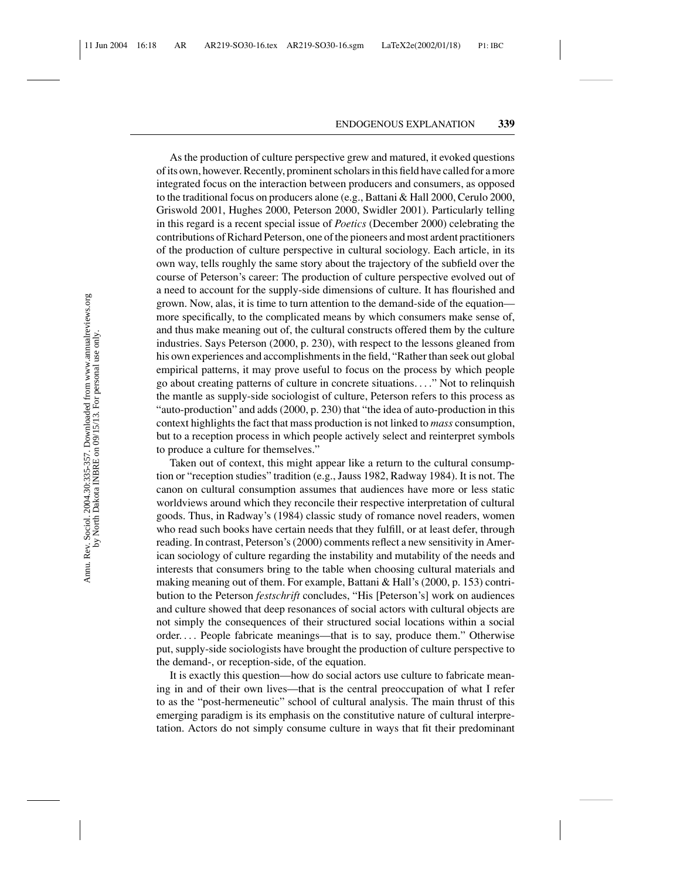As the production of culture perspective grew and matured, it evoked questions of its own, however. Recently, prominent scholars in this field have called for a more integrated focus on the interaction between producers and consumers, as opposed to the traditional focus on producers alone (e.g., Battani & Hall 2000, Cerulo 2000, Griswold 2001, Hughes 2000, Peterson 2000, Swidler 2001). Particularly telling in this regard is a recent special issue of *Poetics* (December 2000) celebrating the contributions of Richard Peterson, one of the pioneers and most ardent practitioners of the production of culture perspective in cultural sociology. Each article, in its own way, tells roughly the same story about the trajectory of the subfield over the course of Peterson's career: The production of culture perspective evolved out of a need to account for the supply-side dimensions of culture. It has flourished and grown. Now, alas, it is time to turn attention to the demand-side of the equation—more specifically, to the complicated means by which consumers make sense of, and thus make meaning out of, the cultural constructs offered them by the culture industries. Says Peterson (2000, p. 230), with respect to the lessons gleaned from his own experiences and accomplishments in the field, "Rather than seek out global empirical patterns, it may prove useful to focus on the process by which people go about creating patterns of culture in concrete situations. . . ." Not to relinquish the mantle as supply-side sociologist of culture, Peterson refers to this process as "auto-production" and adds (2000, p. 230) that "the idea of auto-production in this context highlights the fact that mass production is not linked to *mass* consumption, but to a reception process in which people actively select and reinterpret symbols to produce a culture for themselves."

Taken out of context, this might appear like a return to the cultural consumption or "reception studies" tradition (e.g., Jauss 1982, Radway 1984). It is not. The canon on cultural consumption assumes that audiences have more or less static worldviews around which they reconcile their respective interpretation of cultural goods. Thus, in Radway's (1984) classic study of romance novel readers, women who read such books have certain needs that they fulfill, or at least defer, through reading. In contrast, Peterson's (2000) comments reflect a new sensitivity in American sociology of culture regarding the instability and mutability of the needs and interests that consumers bring to the table when choosing cultural materials and making meaning out of them. For example, Battani & Hall's (2000, p. 153) contribution to the Peterson *festschrift* concludes, "His [Peterson's] work on audiences and culture showed that deep resonances of social actors with cultural objects are not simply the consequences of their structured social locations within a social order. . . . People fabricate meanings—that is to say, produce them." Otherwise put, supply-side sociologists have brought the production of culture perspective to the demand-, or reception-side, of the equation.

It is exactly this question—how do social actors use culture to fabricate meaning in and of their own lives—that is the central preoccupation of what I refer to as the "post-hermeneutic" school of cultural analysis. The main thrust of this emerging paradigm is its emphasis on the constitutive nature of cultural interpretation. Actors do not simply consume culture in ways that fit their predominant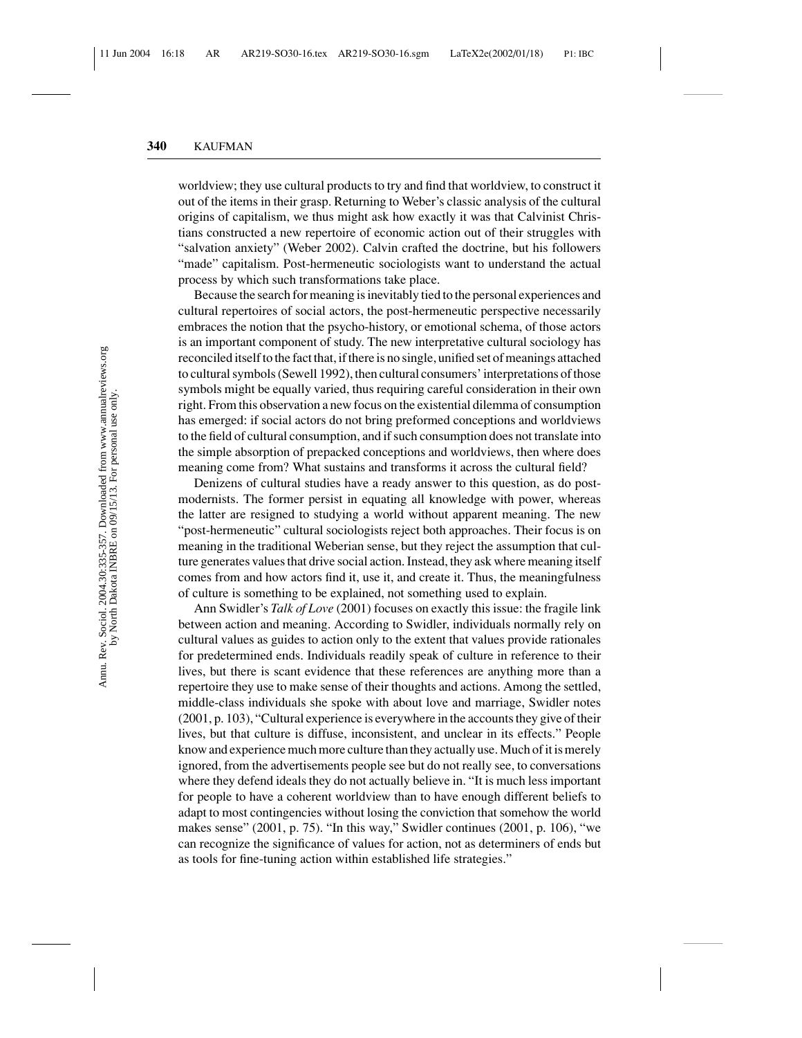worldview; they use cultural products to try and find that worldview, to construct it out of the items in their grasp. Returning to Weber's classic analysis of the cultural origins of capitalism, we thus might ask how exactly it was that Calvinist Christians constructed a new repertoire of economic action out of their struggles with "salvation anxiety" (Weber 2002). Calvin crafted the doctrine, but his followers "made" capitalism. Post-hermeneutic sociologists want to understand the actual process by which such transformations take place.

Because the search for meaning is inevitably tied to the personal experiences and cultural repertoires of social actors, the post-hermeneutic perspective necessarily embraces the notion that the psycho-history, or emotional schema, of those actors is an important component of study. The new interpretative cultural sociology has reconciled itself to the fact that, if there is no single, unified set of meanings attached to cultural symbols (Sewell 1992), then cultural consumers' interpretations of those symbols might be equally varied, thus requiring careful consideration in their own right. From this observation a new focus on the existential dilemma of consumption has emerged: if social actors do not bring preformed conceptions and worldviews to the field of cultural consumption, and if such consumption does not translate into the simple absorption of prepacked conceptions and worldviews, then where does meaning come from? What sustains and transforms it across the cultural field?

Denizens of cultural studies have a ready answer to this question, as do postmodernists. The former persist in equating all knowledge with power, whereas the latter are resigned to studying a world without apparent meaning. The new "post-hermeneutic" cultural sociologists reject both approaches. Their focus is on meaning in the traditional Weberian sense, but they reject the assumption that culture generates values that drive social action. Instead, they ask where meaning itself comes from and how actors find it, use it, and create it. Thus, the meaningfulness of culture is something to be explained, not something used to explain.

Ann Swidler's *Talk of Love* (2001) focuses on exactly this issue: the fragile link between action and meaning. According to Swidler, individuals normally rely on cultural values as guides to action only to the extent that values provide rationales for predetermined ends. Individuals readily speak of culture in reference to their lives, but there is scant evidence that these references are anything more than a repertoire they use to make sense of their thoughts and actions. Among the settled, middle-class individuals she spoke with about love and marriage, Swidler notes (2001, p. 103), "Cultural experience is everywhere in the accounts they give of their lives, but that culture is diffuse, inconsistent, and unclear in its effects." People know and experience much more culture than they actually use. Much of it is merely ignored, from the advertisements people see but do not really see, to conversations where they defend ideals they do not actually believe in. "It is much less important for people to have a coherent worldview than to have enough different beliefs to adapt to most contingencies without losing the conviction that somehow the world makes sense" (2001, p. 75). "In this way," Swidler continues (2001, p. 106), "we can recognize the significance of values for action, not as determiners of ends but as tools for fine-tuning action within established life strategies."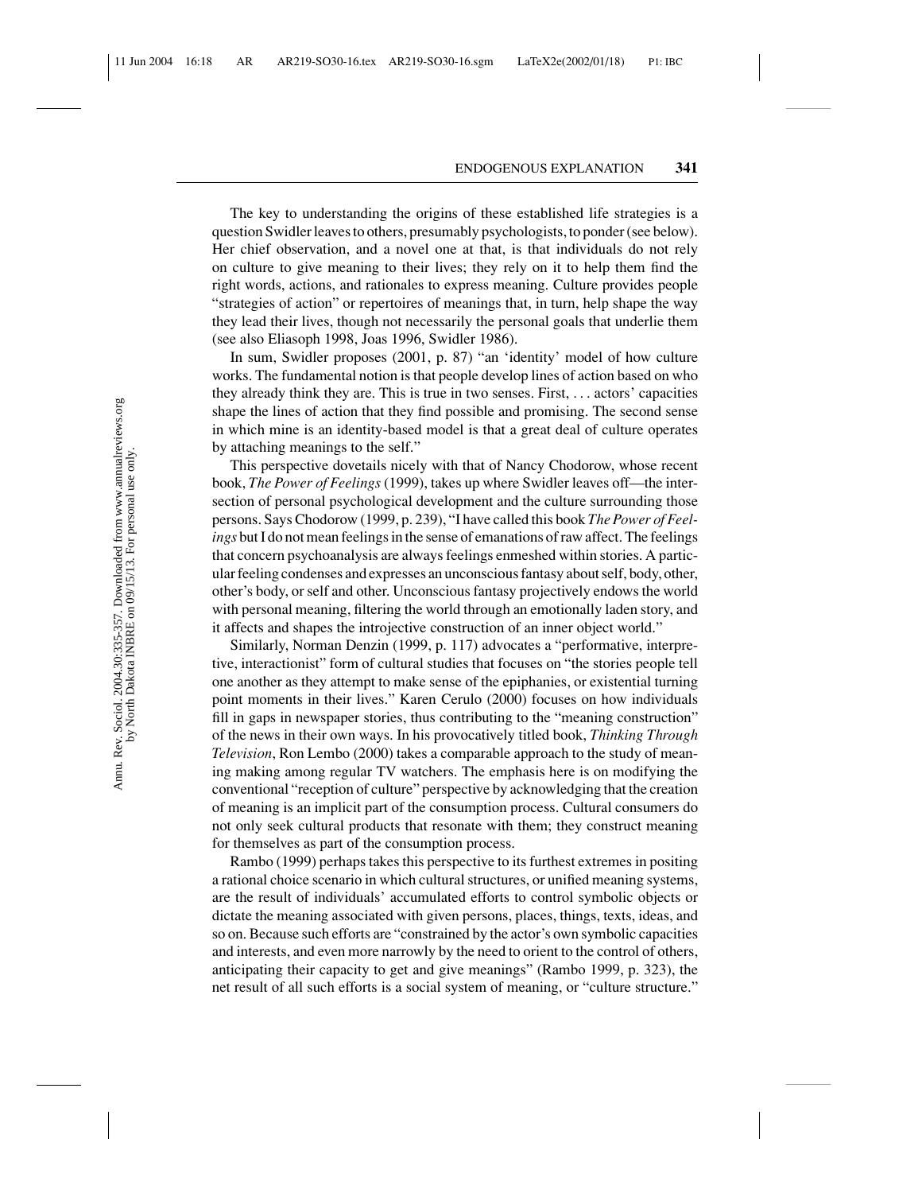The key to understanding the origins of these established life strategies is a question Swidler leaves to others, presumably psychologists, to ponder (see below). Her chief observation, and a novel one at that, is that individuals do not rely on culture to give meaning to their lives; they rely on it to help them find the right words, actions, and rationales to express meaning. Culture provides people "strategies of action" or repertoires of meanings that, in turn, help shape the way they lead their lives, though not necessarily the personal goals that underlie them (see also Eliasoph 1998, Joas 1996, Swidler 1986).

In sum, Swidler proposes (2001, p. 87) "an 'identity' model of how culture works. The fundamental notion is that people develop lines of action based on who they already think they are. This is true in two senses. First, . . . actors' capacities shape the lines of action that they find possible and promising. The second sense in which mine is an identity-based model is that a great deal of culture operates by attaching meanings to the self."

This perspective dovetails nicely with that of Nancy Chodorow, whose recent book, *The Power of Feelings* (1999), takes up where Swidler leaves off—the intersection of personal psychological development and the culture surrounding those persons. Says Chodorow (1999, p. 239), "I have called this book *The Power of Feelings* but I do not mean feelings in the sense of emanations of raw affect. The feelings that concern psychoanalysis are always feelings enmeshed within stories. A particular feeling condenses and expresses an unconscious fantasy about self, body, other, other's body, or self and other. Unconscious fantasy projectively endows the world with personal meaning, filtering the world through an emotionally laden story, and it affects and shapes the introjective construction of an inner object world."

Similarly, Norman Denzin (1999, p. 117) advocates a "performative, interpretive, interactionist" form of cultural studies that focuses on "the stories people tell one another as they attempt to make sense of the epiphanies, or existential turning point moments in their lives." Karen Cerulo (2000) focuses on how individuals fill in gaps in newspaper stories, thus contributing to the "meaning construction" of the news in their own ways. In his provocatively titled book, *Thinking Through Television*, Ron Lembo (2000) takes a comparable approach to the study of meaning making among regular TV watchers. The emphasis here is on modifying the conventional "reception of culture" perspective by acknowledging that the creation of meaning is an implicit part of the consumption process. Cultural consumers do not only seek cultural products that resonate with them; they construct meaning for themselves as part of the consumption process.

Rambo (1999) perhaps takes this perspective to its furthest extremes in positing a rational choice scenario in which cultural structures, or unified meaning systems, are the result of individuals' accumulated efforts to control symbolic objects or dictate the meaning associated with given persons, places, things, texts, ideas, and so on. Because such efforts are "constrained by the actor's own symbolic capacities and interests, and even more narrowly by the need to orient to the control of others, anticipating their capacity to get and give meanings" (Rambo 1999, p. 323), the net result of all such efforts is a social system of meaning, or "culture structure."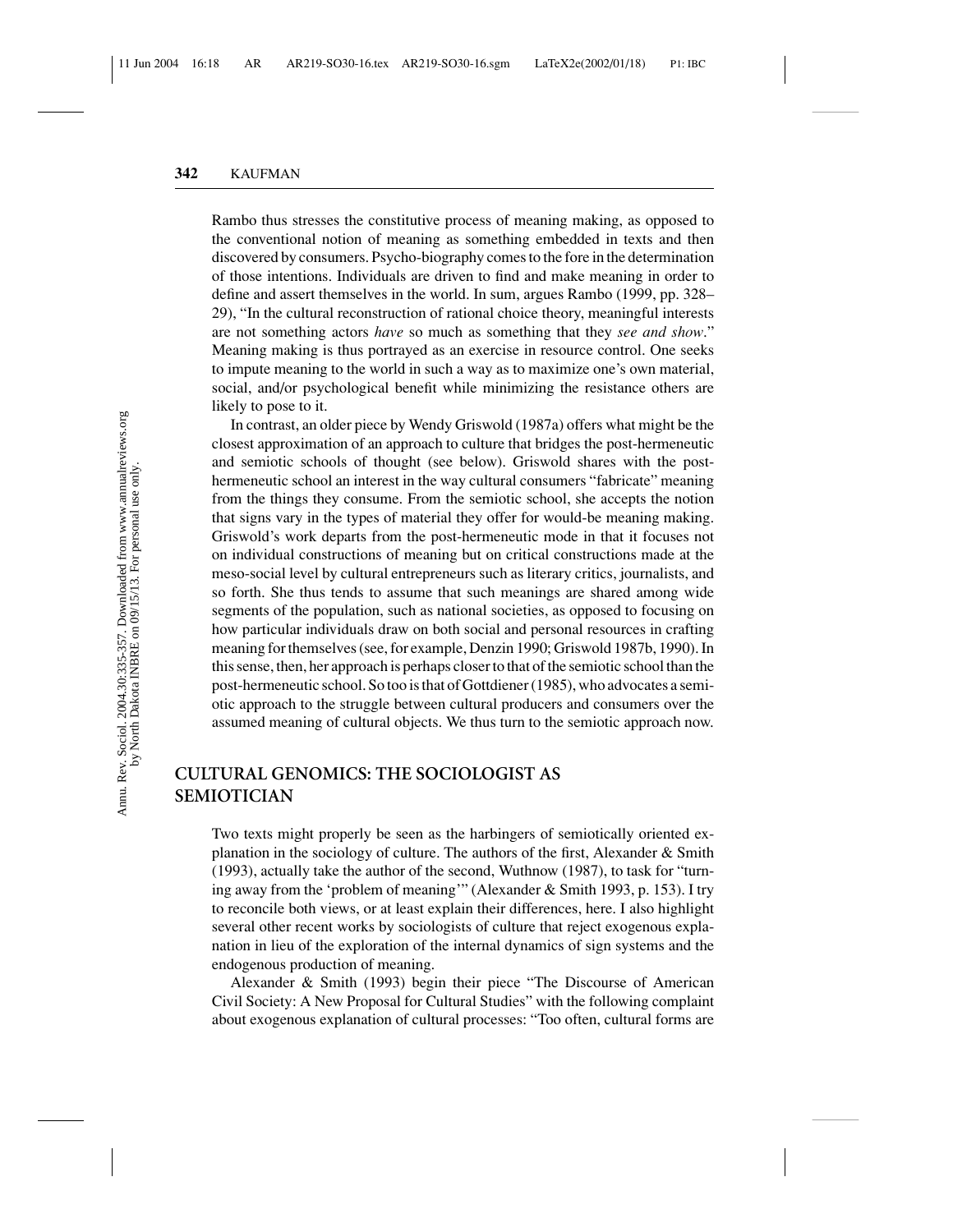Rambo thus stresses the constitutive process of meaning making, as opposed to the conventional notion of meaning as something embedded in texts and then discovered by consumers. Psycho-biography comes to the fore in the determination of those intentions. Individuals are driven to find and make meaning in order to define and assert themselves in the world. In sum, argues Rambo (1999, pp. 328–29), "In the cultural reconstruction of rational choice theory, meaningful interests are not something actors *have* so much as something that they *see and show*." Meaning making is thus portrayed as an exercise in resource control. One seeks to impute meaning to the world in such a way as to maximize one's own material, social, and/or psychological benefit while minimizing the resistance others are likely to pose to it.

In contrast, an older piece by Wendy Griswold (1987a) offers what might be the closest approximation of an approach to culture that bridges the post-hermeneutic and semiotic schools of thought (see below). Griswold shares with the post-hermeneutic school an interest in the way cultural consumers "fabricate" meaning from the things they consume. From the semiotic school, she accepts the notion that signs vary in the types of material they offer for would-be meaning making. Griswold's work departs from the post-hermeneutic mode in that it focuses not on individual constructions of meaning but on critical constructions made at the meso-social level by cultural entrepreneurs such as literary critics, journalists, and so forth. She thus tends to assume that such meanings are shared among wide segments of the population, such as national societies, as opposed to focusing on how particular individuals draw on both social and personal resources in crafting meaning for themselves (see, for example, Denzin 1990; Griswold 1987b, 1990). In this sense, then, her approach is perhaps closer to that of the semiotic school than the post-hermeneutic school. So too is that of Gottdiener (1985), who advocates a semiotic approach to the struggle between cultural producers and consumers over the assumed meaning of cultural objects. We thus turn to the semiotic approach now.

## CULTURAL GENOMICS: THE SOCIOLOGIST AS SEMIOTICIAN

Two texts might properly be seen as the harbingers of semiotically oriented explanation in the sociology of culture. The authors of the first, Alexander & Smith (1993), actually take the author of the second, Wuthnow (1987), to task for "turning away from the 'problem of meaning'" (Alexander & Smith 1993, p. 153). I try to reconcile both views, or at least explain their differences, here. I also highlight several other recent works by sociologists of culture that reject exogenous explanation in lieu of the exploration of the internal dynamics of sign systems and the endogenous production of meaning.

Alexander & Smith (1993) begin their piece "The Discourse of American Civil Society: A New Proposal for Cultural Studies" with the following complaint about exogenous explanation of cultural processes: "Too often, cultural forms are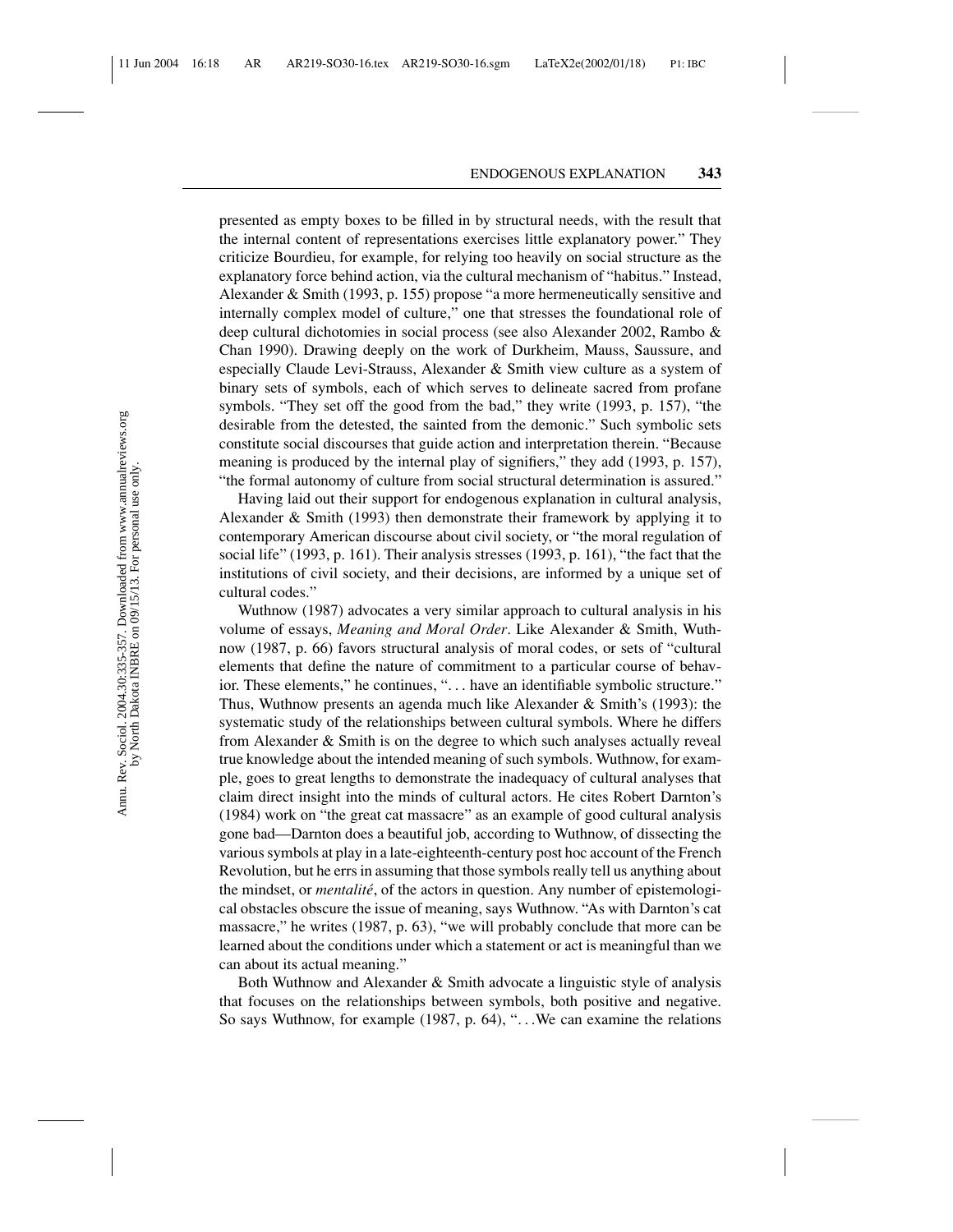presented as empty boxes to be filled in by structural needs, with the result that the internal content of representations exercises little explanatory power." They criticize Bourdieu, for example, for relying too heavily on social structure as the explanatory force behind action, via the cultural mechanism of "habitus." Instead, Alexander & Smith (1993, p. 155) propose "a more hermeneutically sensitive and internally complex model of culture," one that stresses the foundational role of deep cultural dichotomies in social process (see also Alexander 2002, Rambo & Chan 1990). Drawing deeply on the work of Durkheim, Mauss, Saussure, and especially Claude Levi-Strauss, Alexander & Smith view culture as a system of binary sets of symbols, each of which serves to delineate sacred from profane symbols. "They set off the good from the bad," they write (1993, p. 157), "the desirable from the detested, the sainted from the demonic." Such symbolic sets constitute social discourses that guide action and interpretation therein. "Because meaning is produced by the internal play of signifiers," they add (1993, p. 157), "the formal autonomy of culture from social structural determination is assured."

Having laid out their support for endogenous explanation in cultural analysis, Alexander & Smith (1993) then demonstrate their framework by applying it to contemporary American discourse about civil society, or "the moral regulation of social life" (1993, p. 161). Their analysis stresses (1993, p. 161), "the fact that the institutions of civil society, and their decisions, are informed by a unique set of cultural codes."

Wuthnow (1987) advocates a very similar approach to cultural analysis in his volume of essays, *Meaning and Moral Order*. Like Alexander & Smith, Wuthnow (1987, p. 66) favors structural analysis of moral codes, or sets of "cultural elements that define the nature of commitment to a particular course of behavior. These elements," he continues, "... have an identifiable symbolic structure." Thus, Wuthnow presents an agenda much like Alexander & Smith's (1993): the systematic study of the relationships between cultural symbols. Where he differs from Alexander & Smith is on the degree to which such analyses actually reveal true knowledge about the intended meaning of such symbols. Wuthnow, for example, goes to great lengths to demonstrate the inadequacy of cultural analyses that claim direct insight into the minds of cultural actors. He cites Robert Darnton's (1984) work on "the great cat massacre" as an example of good cultural analysis gone bad—Darnton does a beautiful job, according to Wuthnow, of dissecting the various symbols at play in a late-eighteenth-century post hoc account of the French Revolution, but he errs in assuming that those symbols really tell us anything about the mindset, or *mentalité*, of the actors in question. Any number of epistemological obstacles obscure the issue of meaning, says Wuthnow. "As with Darnton's cat massacre," he writes (1987, p. 63), "we will probably conclude that more can be learned about the conditions under which a statement or act is meaningful than we can about its actual meaning."

Both Wuthnow and Alexander & Smith advocate a linguistic style of analysis that focuses on the relationships between symbols, both positive and negative. So says Wuthnow, for example (1987, p. 64), "...We can examine the relations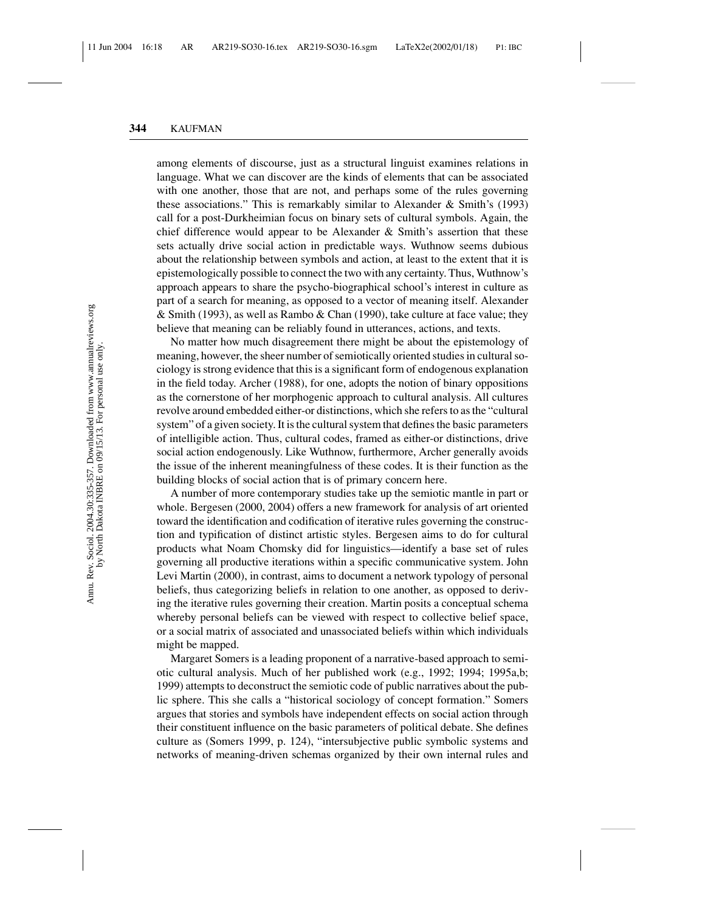among elements of discourse, just as a structural linguist examines relations in language. What we can discover are the kinds of elements that can be associated with one another, those that are not, and perhaps some of the rules governing these associations." This is remarkably similar to Alexander & Smith's (1993) call for a post-Durkheimian focus on binary sets of cultural symbols. Again, the chief difference would appear to be Alexander & Smith's assertion that these sets actually drive social action in predictable ways. Wuthnow seems dubious about the relationship between symbols and action, at least to the extent that it is epistemologically possible to connect the two with any certainty. Thus, Wuthnow's approach appears to share the psycho-biographical school's interest in culture as part of a search for meaning, as opposed to a vector of meaning itself. Alexander & Smith (1993), as well as Rambo & Chan (1990), take culture at face value; they believe that meaning can be reliably found in utterances, actions, and texts.

No matter how much disagreement there might be about the epistemology of meaning, however, the sheer number of semiotically oriented studies in cultural sociology is strong evidence that this is a significant form of endogenous explanation in the field today. Archer (1988), for one, adopts the notion of binary oppositions as the cornerstone of her morphogenic approach to cultural analysis. All cultures revolve around embedded either-or distinctions, which she refers to as the "cultural system" of a given society. It is the cultural system that defines the basic parameters of intelligible action. Thus, cultural codes, framed as either-or distinctions, drive social action endogenously. Like Wuthnow, furthermore, Archer generally avoids the issue of the inherent meaningfulness of these codes. It is their function as the building blocks of social action that is of primary concern here.

A number of more contemporary studies take up the semiotic mantle in part or whole. Bergesen (2000, 2004) offers a new framework for analysis of art oriented toward the identification and codification of iterative rules governing the construction and typification of distinct artistic styles. Bergesen aims to do for cultural products what Noam Chomsky did for linguistics—identify a base set of rules governing all productive iterations within a specific communicative system. John Levi Martin (2000), in contrast, aims to document a network typology of personal beliefs, thus categorizing beliefs in relation to one another, as opposed to deriving the iterative rules governing their creation. Martin posits a conceptual schema whereby personal beliefs can be viewed with respect to collective belief space, or a social matrix of associated and unassociated beliefs within which individuals might be mapped.

Margaret Somers is a leading proponent of a narrative-based approach to semiotic cultural analysis. Much of her published work (e.g., 1992; 1994; 1995a,b; 1999) attempts to deconstruct the semiotic code of public narratives about the public sphere. This she calls a "historical sociology of concept formation." Somers argues that stories and symbols have independent effects on social action through their constituent influence on the basic parameters of political debate. She defines culture as (Somers 1999, p. 124), "intersubjective public symbolic systems and networks of meaning-driven schemas organized by their own internal rules and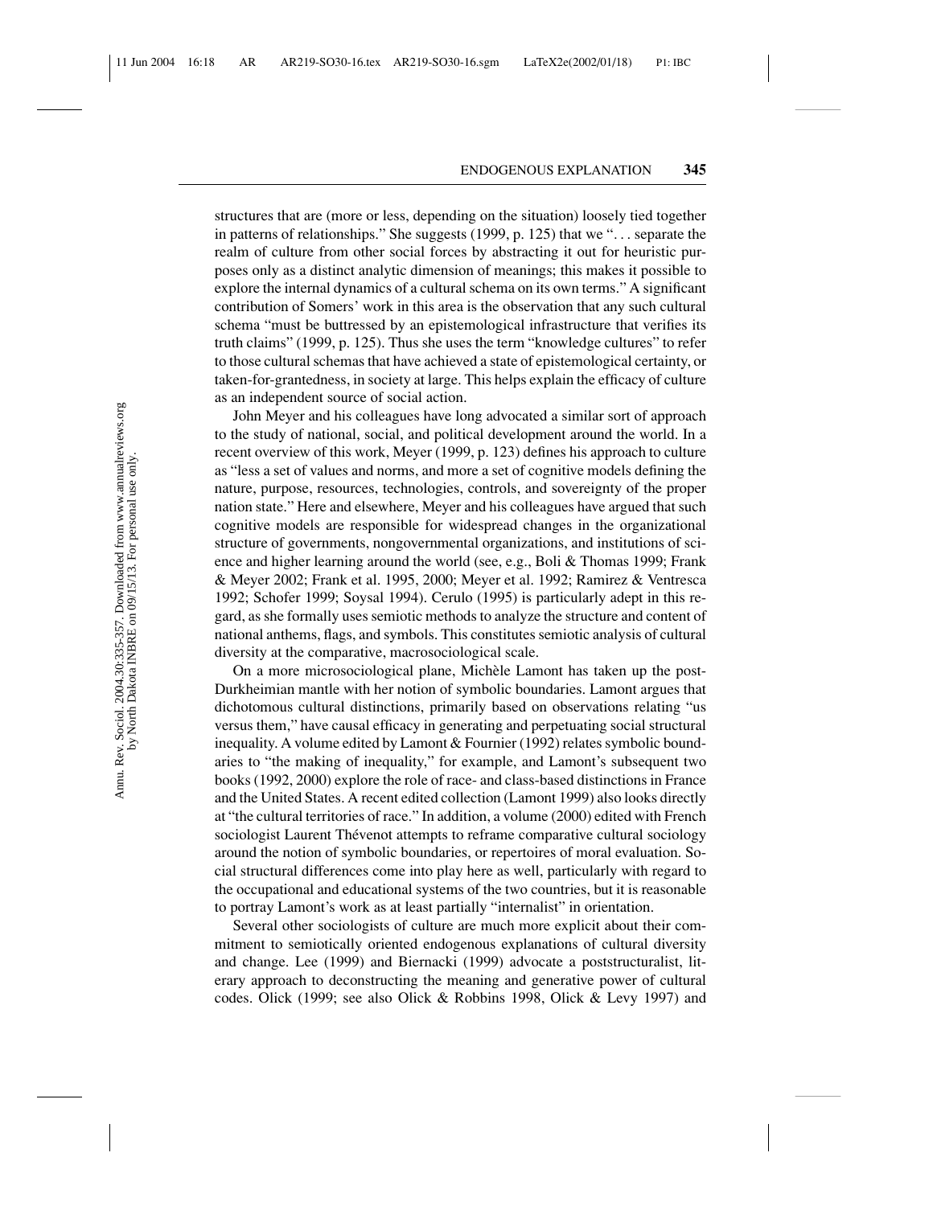structures that are (more or less, depending on the situation) loosely tied together in patterns of relationships." She suggests (1999, p. 125) that we ". . . separate the realm of culture from other social forces by abstracting it out for heuristic purposes only as a distinct analytic dimension of meanings; this makes it possible to explore the internal dynamics of a cultural schema on its own terms." A significant contribution of Somers' work in this area is the observation that any such cultural schema "must be buttressed by an epistemological infrastructure that verifies its truth claims" (1999, p. 125). Thus she uses the term "knowledge cultures" to refer to those cultural schemas that have achieved a state of epistemological certainty, or taken-for-grantedness, in society at large. This helps explain the efficacy of culture as an independent source of social action.

John Meyer and his colleagues have long advocated a similar sort of approach to the study of national, social, and political development around the world. In a recent overview of this work, Meyer (1999, p. 123) defines his approach to culture as "less a set of values and norms, and more a set of cognitive models defining the nature, purpose, resources, technologies, controls, and sovereignty of the proper nation state." Here and elsewhere, Meyer and his colleagues have argued that such cognitive models are responsible for widespread changes in the organizational structure of governments, nongovernmental organizations, and institutions of science and higher learning around the world (see, e.g., Boli & Thomas 1999; Frank & Meyer 2002; Frank et al. 1995, 2000; Meyer et al. 1992; Ramirez & Ventresca 1992; Schofer 1999; Soysal 1994). Cerulo (1995) is particularly adept in this regard, as she formally uses semiotic methods to analyze the structure and content of national anthems, flags, and symbols. This constitutes semiotic analysis of cultural diversity at the comparative, macrosociological scale.

On a more microsociological plane, Michèle Lamont has taken up the post-Durkheimian mantle with her notion of symbolic boundaries. Lamont argues that dichotomous cultural distinctions, primarily based on observations relating "us versus them," have causal efficacy in generating and perpetuating social structural inequality. A volume edited by Lamont & Fournier (1992) relates symbolic boundaries to "the making of inequality," for example, and Lamont's subsequent two books (1992, 2000) explore the role of race- and class-based distinctions in France and the United States. A recent edited collection (Lamont 1999) also looks directly at "the cultural territories of race." In addition, a volume (2000) edited with French sociologist Laurent Thévenot attempts to reframe comparative cultural sociology around the notion of symbolic boundaries, or repertoires of moral evaluation. Social structural differences come into play here as well, particularly with regard to the occupational and educational systems of the two countries, but it is reasonable to portray Lamont's work as at least partially "internalist" in orientation.

Several other sociologists of culture are much more explicit about their commitment to semiotically oriented endogenous explanations of cultural diversity and change. Lee (1999) and Biernacki (1999) advocate a poststructuralist, literary approach to deconstructing the meaning and generative power of cultural codes. Olick (1999; see also Olick & Robbins 1998, Olick & Levy 1997) and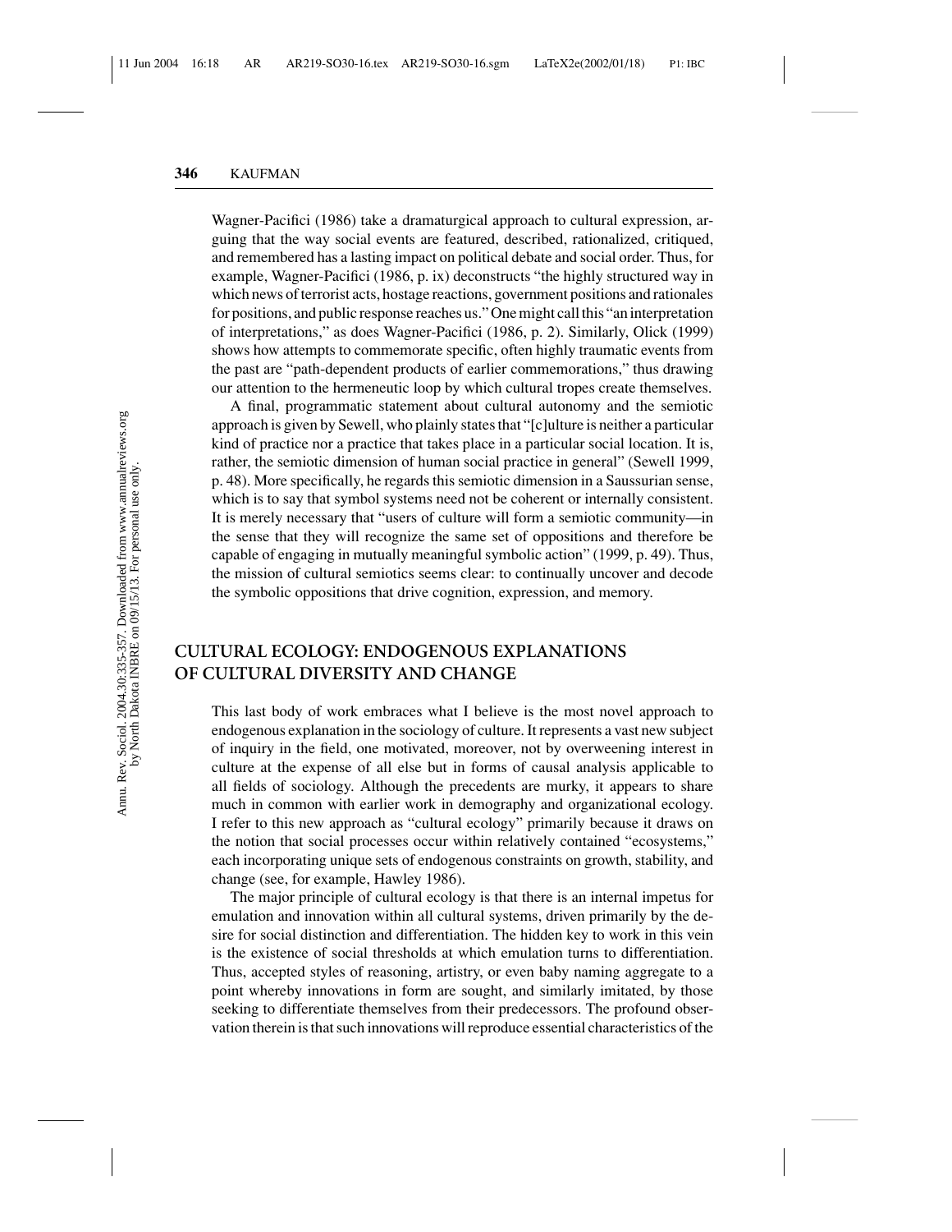Wagner-Pacifici (1986) take a dramaturgical approach to cultural expression, arguing that the way social events are featured, described, rationalized, critiqued, and remembered has a lasting impact on political debate and social order. Thus, for example, Wagner-Pacifici (1986, p. ix) deconstructs "the highly structured way in which news of terrorist acts, hostage reactions, government positions and rationales for positions, and public response reaches us." One might call this "an interpretation of interpretations," as does Wagner-Pacifici (1986, p. 2). Similarly, Olick (1999) shows how attempts to commemorate specific, often highly traumatic events from the past are "path-dependent products of earlier commemorations," thus drawing our attention to the hermeneutic loop by which cultural tropes create themselves.

A final, programmatic statement about cultural autonomy and the semiotic approach is given by Sewell, who plainly states that "[c]ulture is neither a particular kind of practice nor a practice that takes place in a particular social location. It is, rather, the semiotic dimension of human social practice in general" (Sewell 1999, p. 48). More specifically, he regards this semiotic dimension in a Saussurian sense, which is to say that symbol systems need not be coherent or internally consistent. It is merely necessary that "users of culture will form a semiotic community—in the sense that they will recognize the same set of oppositions and therefore be capable of engaging in mutually meaningful symbolic action" (1999, p. 49). Thus, the mission of cultural semiotics seems clear: to continually uncover and decode the symbolic oppositions that drive cognition, expression, and memory.

## CULTURAL ECOLOGY: ENDOGENOUS EXPLANATIONS OF CULTURAL DIVERSITY AND CHANGE

This last body of work embraces what I believe is the most novel approach to endogenous explanation in the sociology of culture. It represents a vast new subject of inquiry in the field, one motivated, moreover, not by overweening interest in culture at the expense of all else but in forms of causal analysis applicable to all fields of sociology. Although the precedents are murky, it appears to share much in common with earlier work in demography and organizational ecology. I refer to this new approach as "cultural ecology" primarily because it draws on the notion that social processes occur within relatively contained "ecosystems," each incorporating unique sets of endogenous constraints on growth, stability, and change (see, for example, Hawley 1986).

The major principle of cultural ecology is that there is an internal impetus for emulation and innovation within all cultural systems, driven primarily by the desire for social distinction and differentiation. The hidden key to work in this vein is the existence of social thresholds at which emulation turns to differentiation. Thus, accepted styles of reasoning, artistry, or even baby naming aggregate to a point whereby innovations in form are sought, and similarly imitated, by those seeking to differentiate themselves from their predecessors. The profound observation therein is that such innovations will reproduce essential characteristics of the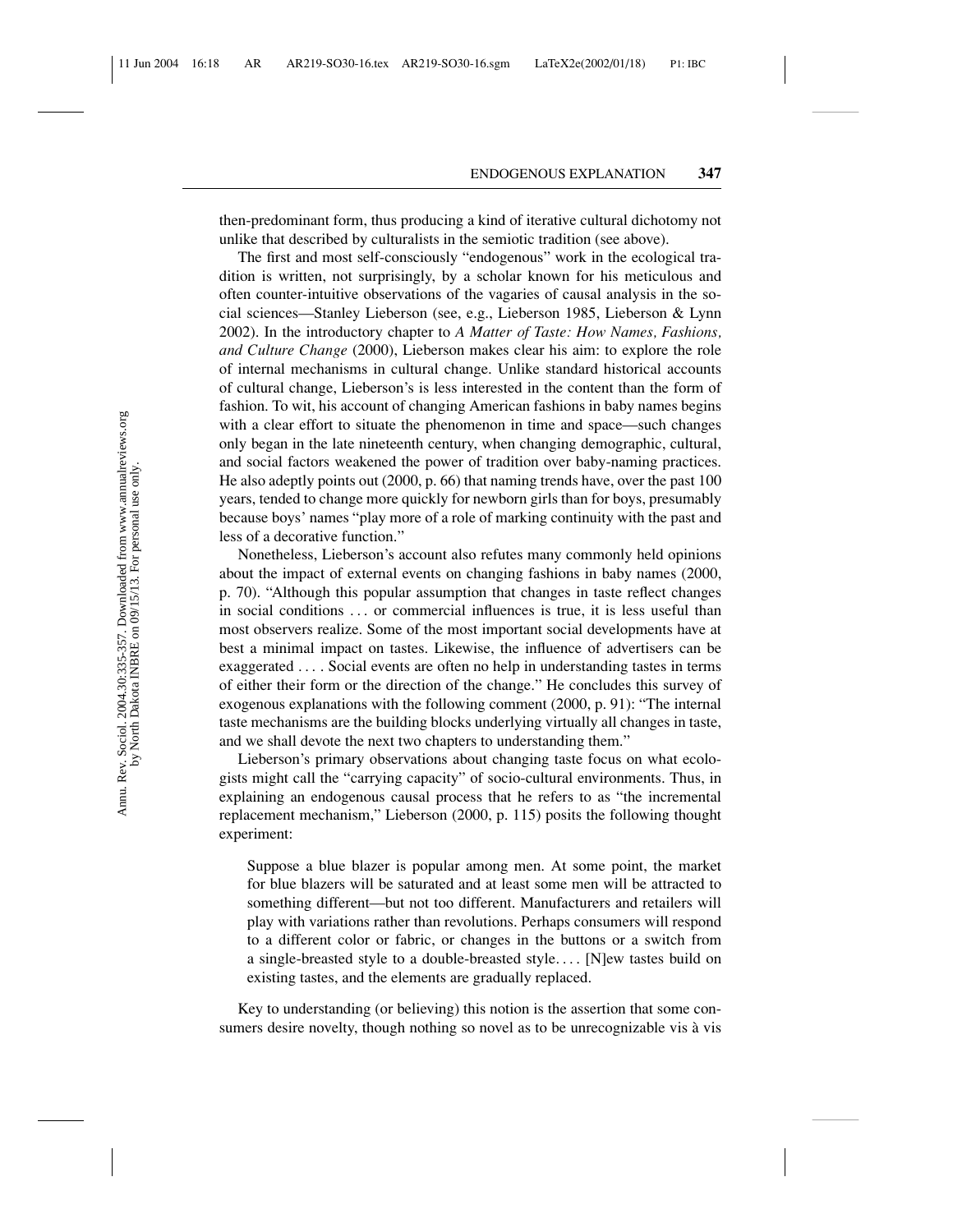then-predominant form, thus producing a kind of iterative cultural dichotomy not unlike that described by culturalists in the semiotic tradition (see above).

The first and most self-consciously "endogenous" work in the ecological tradition is written, not surprisingly, by a scholar known for his meticulous and often counter-intuitive observations of the vagaries of causal analysis in the social sciences—Stanley Lieberson (see, e.g., Lieberson 1985, Lieberson & Lynn 2002). In the introductory chapter to *A Matter of Taste: How Names, Fashions, and Culture Change* (2000), Lieberson makes clear his aim: to explore the role of internal mechanisms in cultural change. Unlike standard historical accounts of cultural change, Lieberson's is less interested in the content than the form of fashion. To wit, his account of changing American fashions in baby names begins with a clear effort to situate the phenomenon in time and space—such changes only began in the late nineteenth century, when changing demographic, cultural, and social factors weakened the power of tradition over baby-naming practices. He also adeptly points out (2000, p. 66) that naming trends have, over the past 100 years, tended to change more quickly for newborn girls than for boys, presumably because boys' names "play more of a role of marking continuity with the past and less of a decorative function."

Nonetheless, Lieberson's account also refutes many commonly held opinions about the impact of external events on changing fashions in baby names (2000, p. 70). "Although this popular assumption that changes in taste reflect changes in social conditions ... or commercial influences is true, it is less useful than most observers realize. Some of the most important social developments have at best a minimal impact on tastes. Likewise, the influence of advertisers can be exaggerated .... Social events are often no help in understanding tastes in terms of either their form or the direction of the change." He concludes this survey of exogenous explanations with the following comment (2000, p. 91): "The internal taste mechanisms are the building blocks underlying virtually all changes in taste, and we shall devote the next two chapters to understanding them."

Lieberson's primary observations about changing taste focus on what ecologists might call the "carrying capacity" of socio-cultural environments. Thus, in explaining an endogenous causal process that he refers to as "the incremental replacement mechanism," Lieberson (2000, p. 115) posits the following thought experiment:

> Suppose a blue blazer is popular among men. At some point, the market for blue blazers will be saturated and at least some men will be attracted to something different—but not too different. Manufacturers and retailers will play with variations rather than revolutions. Perhaps consumers will respond to a different color or fabric, or changes in the buttons or a switch from a single-breasted style to a double-breasted style.... [N]ew tastes build on existing tastes, and the elements are gradually replaced.

Key to understanding (or believing) this notion is the assertion that some consumers desire novelty, though nothing so novel as to be unrecognizable vis à vis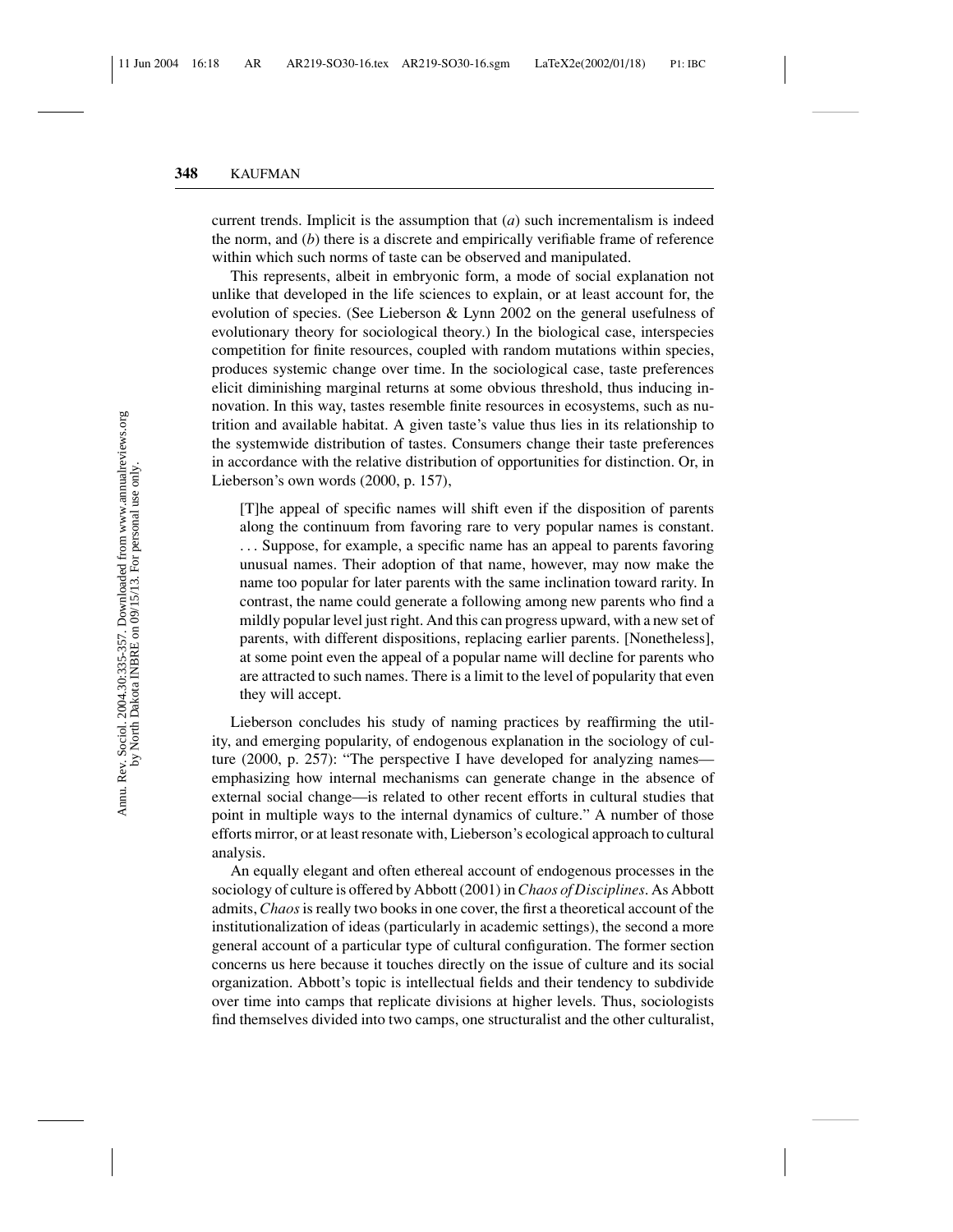current trends. Implicit is the assumption that (*a*) such incrementalism is indeed the norm, and (*b*) there is a discrete and empirically verifiable frame of reference within which such norms of taste can be observed and manipulated.

This represents, albeit in embryonic form, a mode of social explanation not unlike that developed in the life sciences to explain, or at least account for, the evolution of species. (See Lieberson & Lynn 2002 on the general usefulness of evolutionary theory for sociological theory.) In the biological case, interspecies competition for finite resources, coupled with random mutations within species, produces systemic change over time. In the sociological case, taste preferences elicit diminishing marginal returns at some obvious threshold, thus inducing innovation. In this way, tastes resemble finite resources in ecosystems, such as nutrition and available habitat. A given taste's value thus lies in its relationship to the systemwide distribution of tastes. Consumers change their taste preferences in accordance with the relative distribution of opportunities for distinction. Or, in Lieberson's own words (2000, p. 157),

> [T]he appeal of specific names will shift even if the disposition of parents along the continuum from favoring rare to very popular names is constant. . . . Suppose, for example, a specific name has an appeal to parents favoring unusual names. Their adoption of that name, however, may now make the name too popular for later parents with the same inclination toward rarity. In contrast, the name could generate a following among new parents who find a mildly popular level just right. And this can progress upward, with a new set of parents, with different dispositions, replacing earlier parents. [Nonetheless], at some point even the appeal of a popular name will decline for parents who are attracted to such names. There is a limit to the level of popularity that even they will accept.

Lieberson concludes his study of naming practices by reaffirming the utility, and emerging popularity, of endogenous explanation in the sociology of culture (2000, p. 257): "The perspective I have developed for analyzing names—emphasizing how internal mechanisms can generate change in the absence of external social change—is related to other recent efforts in cultural studies that point in multiple ways to the internal dynamics of culture." A number of those efforts mirror, or at least resonate with, Lieberson's ecological approach to cultural analysis.

An equally elegant and often ethereal account of endogenous processes in the sociology of culture is offered by Abbott (2001) in *Chaos of Disciplines*. As Abbott admits, *Chaos* is really two books in one cover, the first a theoretical account of the institutionalization of ideas (particularly in academic settings), the second a more general account of a particular type of cultural configuration. The former section concerns us here because it touches directly on the issue of culture and its social organization. Abbott's topic is intellectual fields and their tendency to subdivide over time into camps that replicate divisions at higher levels. Thus, sociologists find themselves divided into two camps, one structuralist and the other culturalist,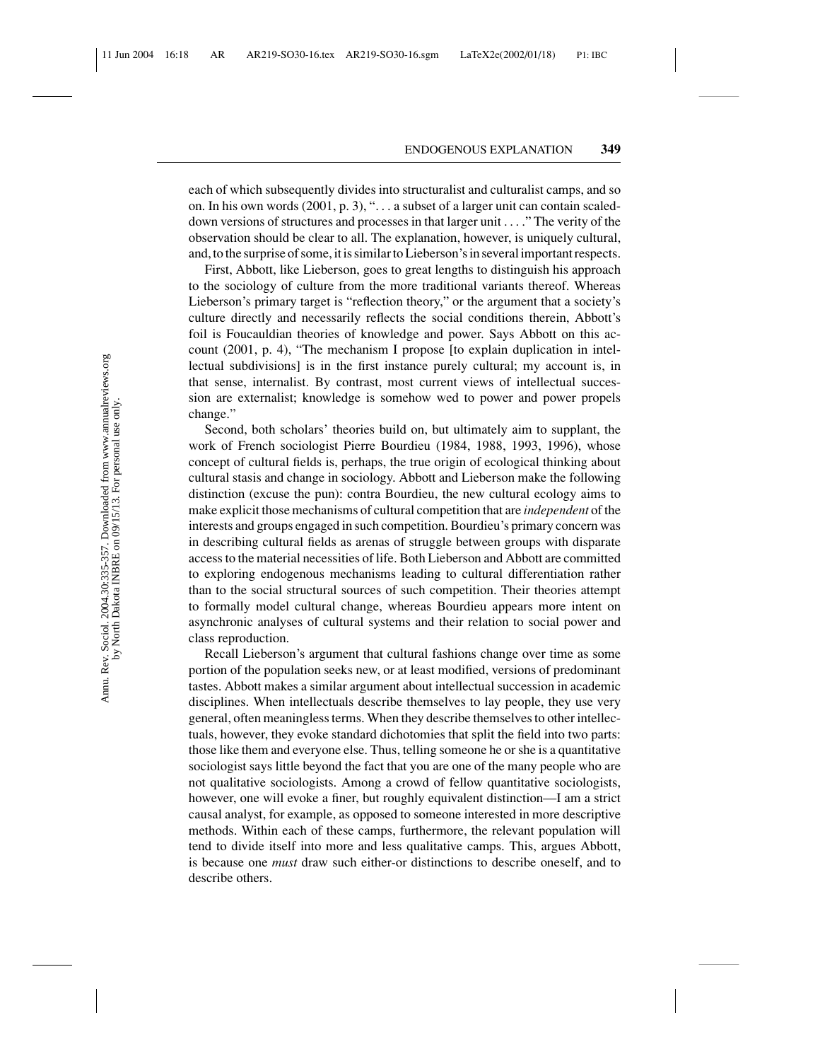each of which subsequently divides into structuralist and culturalist camps, and so on. In his own words (2001, p. 3), ". . . a subset of a larger unit can contain scaled-down versions of structures and processes in that larger unit . . . ." The verity of the observation should be clear to all. The explanation, however, is uniquely cultural, and, to the surprise of some, it is similar to Lieberson's in several important respects.

First, Abbott, like Lieberson, goes to great lengths to distinguish his approach to the sociology of culture from the more traditional variants thereof. Whereas Lieberson's primary target is "reflection theory," or the argument that a society's culture directly and necessarily reflects the social conditions therein, Abbott's foil is Foucauldian theories of knowledge and power. Says Abbott on this account (2001, p. 4), "The mechanism I propose [to explain duplication in intellectual subdivisions] is in the first instance purely cultural; my account is, in that sense, internalist. By contrast, most current views of intellectual succession are externalist; knowledge is somehow wed to power and power propels change."

Second, both scholars' theories build on, but ultimately aim to supplant, the work of French sociologist Pierre Bourdieu (1984, 1988, 1993, 1996), whose concept of cultural fields is, perhaps, the true origin of ecological thinking about cultural stasis and change in sociology. Abbott and Lieberson make the following distinction (excuse the pun): contra Bourdieu, the new cultural ecology aims to make explicit those mechanisms of cultural competition that are *independent* of the interests and groups engaged in such competition. Bourdieu's primary concern was in describing cultural fields as arenas of struggle between groups with disparate access to the material necessities of life. Both Lieberson and Abbott are committed to exploring endogenous mechanisms leading to cultural differentiation rather than to the social structural sources of such competition. Their theories attempt to formally model cultural change, whereas Bourdieu appears more intent on asynchronic analyses of cultural systems and their relation to social power and class reproduction.

Recall Lieberson's argument that cultural fashions change over time as some portion of the population seeks new, or at least modified, versions of predominant tastes. Abbott makes a similar argument about intellectual succession in academic disciplines. When intellectuals describe themselves to lay people, they use very general, often meaningless terms. When they describe themselves to other intellectuals, however, they evoke standard dichotomies that split the field into two parts: those like them and everyone else. Thus, telling someone he or she is a quantitative sociologist says little beyond the fact that you are one of the many people who are not qualitative sociologists. Among a crowd of fellow quantitative sociologists, however, one will evoke a finer, but roughly equivalent distinction—I am a strict causal analyst, for example, as opposed to someone interested in more descriptive methods. Within each of these camps, furthermore, the relevant population will tend to divide itself into more and less qualitative camps. This, argues Abbott, is because one *must* draw such either-or distinctions to describe oneself, and to describe others.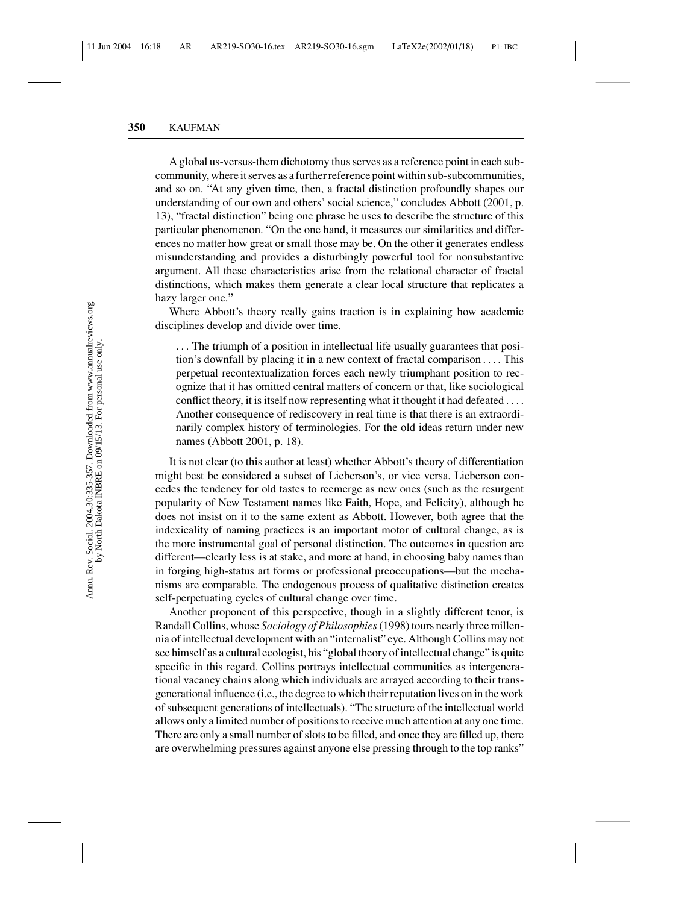A global us-versus-them dichotomy thus serves as a reference point in each subcommunity, where it serves as a further reference point within sub-subcommunities, and so on. "At any given time, then, a fractal distinction profoundly shapes our understanding of our own and others' social science," concludes Abbott (2001, p. 13), "fractal distinction" being one phrase he uses to describe the structure of this particular phenomenon. "On the one hand, it measures our similarities and differences no matter how great or small those may be. On the other it generates endless misunderstanding and provides a disturbingly powerful tool for nonsubstantive argument. All these characteristics arise from the relational character of fractal distinctions, which makes them generate a clear local structure that replicates a hazy larger one."

Where Abbott's theory really gains traction is in explaining how academic disciplines develop and divide over time.

> . . . The triumph of a position in intellectual life usually guarantees that position's downfall by placing it in a new context of fractal comparison . . . . This perpetual recontextualization forces each newly triumphant position to recognize that it has omitted central matters of concern or that, like sociological conflict theory, it is itself now representing what it thought it had defeated . . . . Another consequence of rediscovery in real time is that there is an extraordinarily complex history of terminologies. For the old ideas return under new names (Abbott 2001, p. 18).

It is not clear (to this author at least) whether Abbott's theory of differentiation might best be considered a subset of Lieberson's, or vice versa. Lieberson concedes the tendency for old tastes to reemerge as new ones (such as the resurgent popularity of New Testament names like Faith, Hope, and Felicity), although he does not insist on it to the same extent as Abbott. However, both agree that the indexicality of naming practices is an important motor of cultural change, as is the more instrumental goal of personal distinction. The outcomes in question are different—clearly less is at stake, and more at hand, in choosing baby names than in forging high-status art forms or professional preoccupations—but the mechanisms are comparable. The endogenous process of qualitative distinction creates self-perpetuating cycles of cultural change over time.

Another proponent of this perspective, though in a slightly different tenor, is Randall Collins, whose *Sociology of Philosophies* (1998) tours nearly three millennia of intellectual development with an "internalist" eye. Although Collins may not see himself as a cultural ecologist, his "global theory of intellectual change" is quite specific in this regard. Collins portrays intellectual communities as intergenerational vacancy chains along which individuals are arrayed according to their transgenerational influence (i.e., the degree to which their reputation lives on in the work of subsequent generations of intellectuals). "The structure of the intellectual world allows only a limited number of positions to receive much attention at any one time. There are only a small number of slots to be filled, and once they are filled up, there are overwhelming pressures against anyone else pressing through to the top ranks"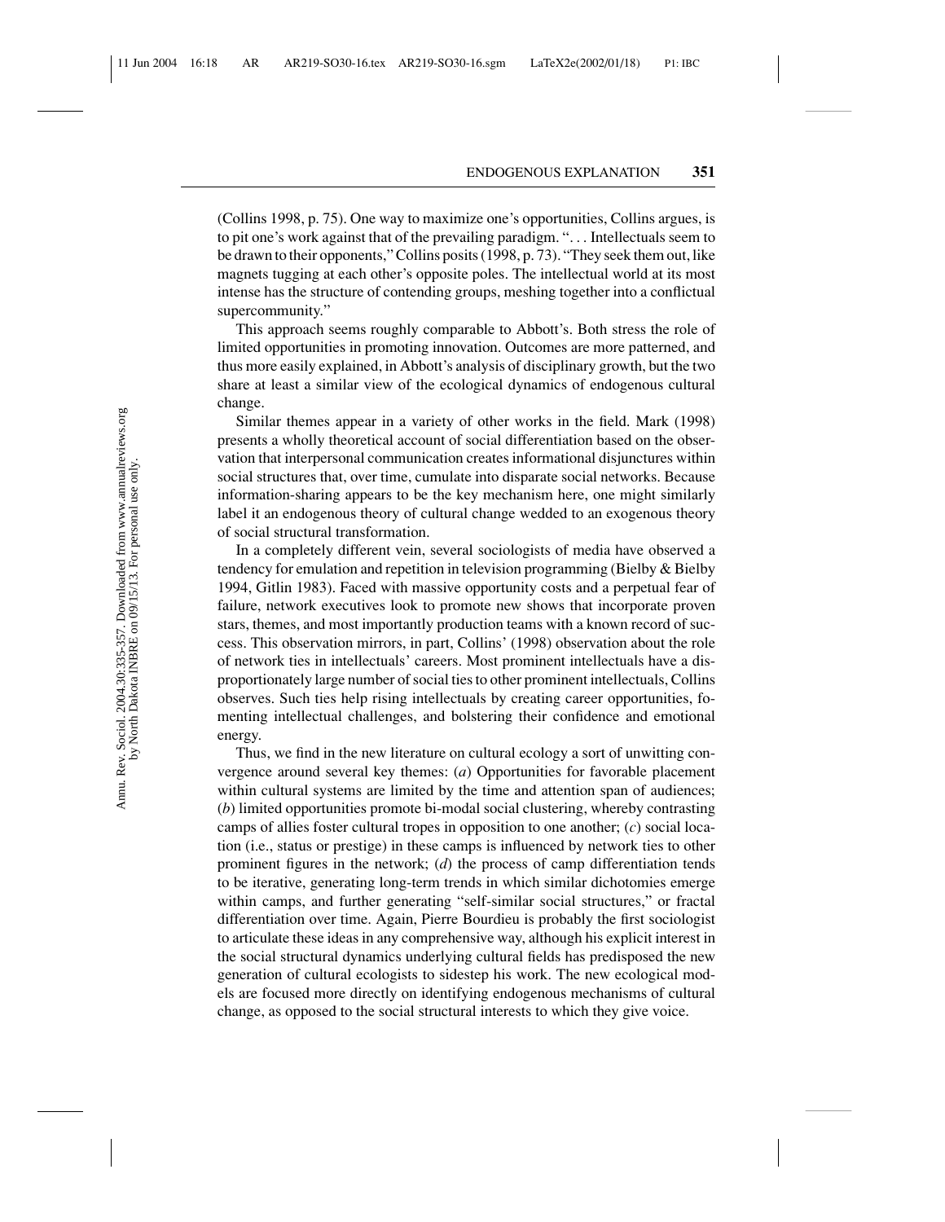(Collins 1998, p. 75). One way to maximize one's opportunities, Collins argues, is to pit one's work against that of the prevailing paradigm. "... Intellectuals seem to be drawn to their opponents," Collins posits (1998, p. 73). "They seek them out, like magnets tugging at each other's opposite poles. The intellectual world at its most intense has the structure of contending groups, meshing together into a conflictual supercommunity."

This approach seems roughly comparable to Abbott's. Both stress the role of limited opportunities in promoting innovation. Outcomes are more patterned, and thus more easily explained, in Abbott's analysis of disciplinary growth, but the two share at least a similar view of the ecological dynamics of endogenous cultural change.

Similar themes appear in a variety of other works in the field. Mark (1998) presents a wholly theoretical account of social differentiation based on the observation that interpersonal communication creates informational disjunctures within social structures that, over time, cumulate into disparate social networks. Because information-sharing appears to be the key mechanism here, one might similarly label it an endogenous theory of cultural change wedded to an exogenous theory of social structural transformation.

In a completely different vein, several sociologists of media have observed a tendency for emulation and repetition in television programming (Bielby & Bielby 1994, Gitlin 1983). Faced with massive opportunity costs and a perpetual fear of failure, network executives look to promote new shows that incorporate proven stars, themes, and most importantly production teams with a known record of success. This observation mirrors, in part, Collins' (1998) observation about the role of network ties in intellectuals' careers. Most prominent intellectuals have a disproportionately large number of social ties to other prominent intellectuals, Collins observes. Such ties help rising intellectuals by creating career opportunities, fomenting intellectual challenges, and bolstering their confidence and emotional energy.

Thus, we find in the new literature on cultural ecology a sort of unwitting convergence around several key themes: (*a*) Opportunities for favorable placement within cultural systems are limited by the time and attention span of audiences; (*b*) limited opportunities promote bi-modal social clustering, whereby contrasting camps of allies foster cultural tropes in opposition to one another; (*c*) social location (i.e., status or prestige) in these camps is influenced by network ties to other prominent figures in the network; (*d*) the process of camp differentiation tends to be iterative, generating long-term trends in which similar dichotomies emerge within camps, and further generating "self-similar social structures," or fractal differentiation over time. Again, Pierre Bourdieu is probably the first sociologist to articulate these ideas in any comprehensive way, although his explicit interest in the social structural dynamics underlying cultural fields has predisposed the new generation of cultural ecologists to sidestep his work. The new ecological models are focused more directly on identifying endogenous mechanisms of cultural change, as opposed to the social structural interests to which they give voice.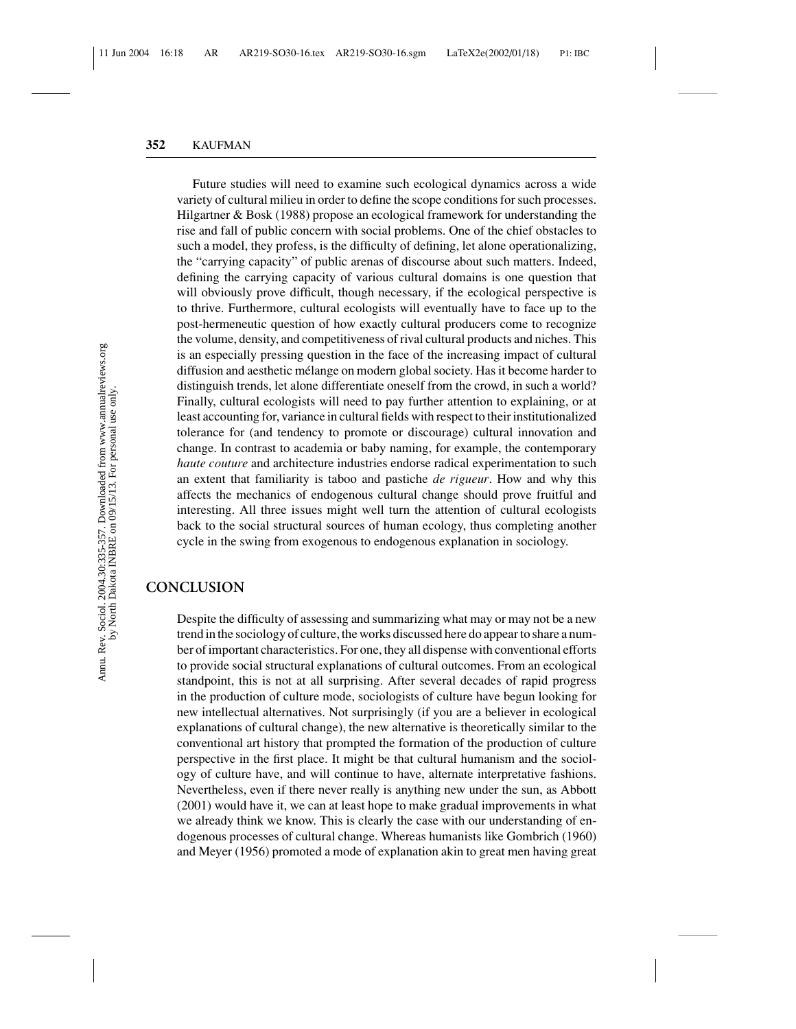Future studies will need to examine such ecological dynamics across a wide variety of cultural milieu in order to define the scope conditions for such processes. Hilgartner & Bosk (1988) propose an ecological framework for understanding the rise and fall of public concern with social problems. One of the chief obstacles to such a model, they profess, is the difficulty of defining, let alone operationalizing, the "carrying capacity" of public arenas of discourse about such matters. Indeed, defining the carrying capacity of various cultural domains is one question that will obviously prove difficult, though necessary, if the ecological perspective is to thrive. Furthermore, cultural ecologists will eventually have to face up to the post-hermeneutic question of how exactly cultural producers come to recognize the volume, density, and competitiveness of rival cultural products and niches. This is an especially pressing question in the face of the increasing impact of cultural diffusion and aesthetic mélange on modern global society. Has it become harder to distinguish trends, let alone differentiate oneself from the crowd, in such a world? Finally, cultural ecologists will need to pay further attention to explaining, or at least accounting for, variance in cultural fields with respect to their institutionalized tolerance for (and tendency to promote or discourage) cultural innovation and change. In contrast to academia or baby naming, for example, the contemporary *haute couture* and architecture industries endorse radical experimentation to such an extent that familiarity is taboo and pastiche *de rigueur*. How and why this affects the mechanics of endogenous cultural change should prove fruitful and interesting. All three issues might well turn the attention of cultural ecologists back to the social structural sources of human ecology, thus completing another cycle in the swing from exogenous to endogenous explanation in sociology.

## CONCLUSION

Despite the difficulty of assessing and summarizing what may or may not be a new trend in the sociology of culture, the works discussed here do appear to share a number of important characteristics. For one, they all dispense with conventional efforts to provide social structural explanations of cultural outcomes. From an ecological standpoint, this is not at all surprising. After several decades of rapid progress in the production of culture mode, sociologists of culture have begun looking for new intellectual alternatives. Not surprisingly (if you are a believer in ecological explanations of cultural change), the new alternative is theoretically similar to the conventional art history that prompted the formation of the production of culture perspective in the first place. It might be that cultural humanism and the sociology of culture have, and will continue to have, alternate interpretative fashions. Nevertheless, even if there never really is anything new under the sun, as Abbott (2001) would have it, we can at least hope to make gradual improvements in what we already think we know. This is clearly the case with our understanding of endogenous processes of cultural change. Whereas humanists like Gombrich (1960) and Meyer (1956) promoted a mode of explanation akin to great men having great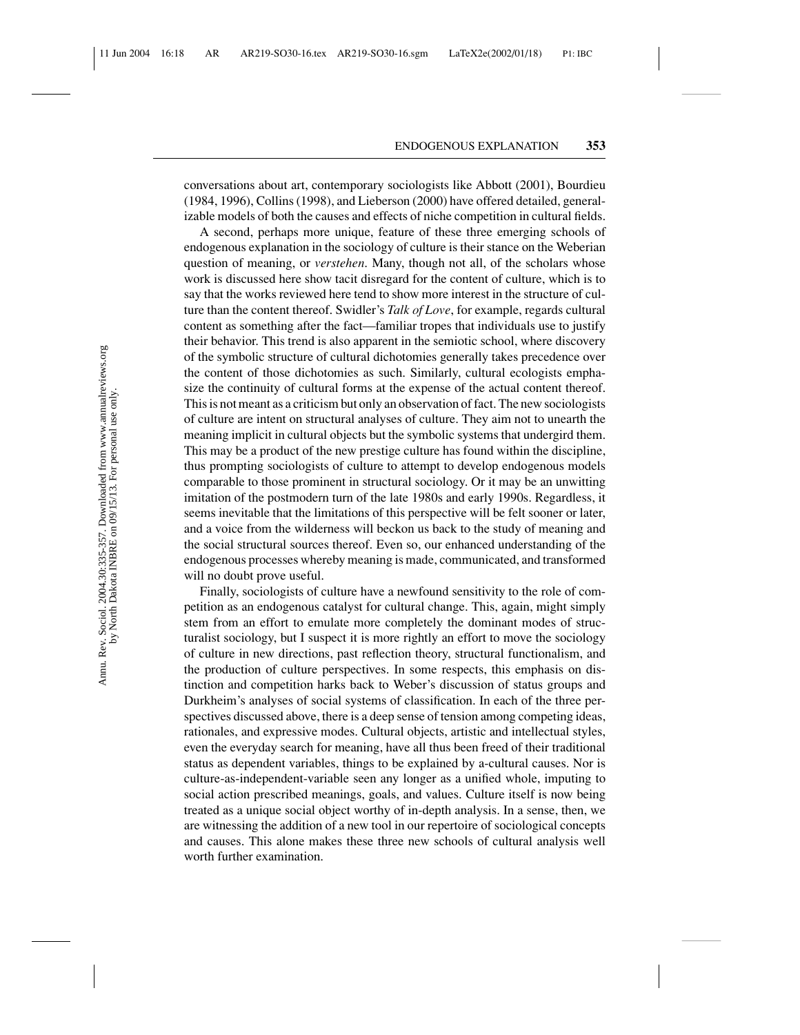conversations about art, contemporary sociologists like Abbott (2001), Bourdieu (1984, 1996), Collins (1998), and Lieberson (2000) have offered detailed, generalizable models of both the causes and effects of niche competition in cultural fields.

A second, perhaps more unique, feature of these three emerging schools of endogenous explanation in the sociology of culture is their stance on the Weberian question of meaning, or *verstehen*. Many, though not all, of the scholars whose work is discussed here show tacit disregard for the content of culture, which is to say that the works reviewed here tend to show more interest in the structure of culture than the content thereof. Swidler's *Talk of Love*, for example, regards cultural content as something after the fact—familiar tropes that individuals use to justify their behavior. This trend is also apparent in the semiotic school, where discovery of the symbolic structure of cultural dichotomies generally takes precedence over the content of those dichotomies as such. Similarly, cultural ecologists emphasize the continuity of cultural forms at the expense of the actual content thereof. This is not meant as a criticism but only an observation of fact. The new sociologists of culture are intent on structural analyses of culture. They aim not to unearth the meaning implicit in cultural objects but the symbolic systems that undergird them. This may be a product of the new prestige culture has found within the discipline, thus prompting sociologists of culture to attempt to develop endogenous models comparable to those prominent in structural sociology. Or it may be an unwitting imitation of the postmodern turn of the late 1980s and early 1990s. Regardless, it seems inevitable that the limitations of this perspective will be felt sooner or later, and a voice from the wilderness will beckon us back to the study of meaning and the social structural sources thereof. Even so, our enhanced understanding of the endogenous processes whereby meaning is made, communicated, and transformed will no doubt prove useful.

Finally, sociologists of culture have a newfound sensitivity to the role of competition as an endogenous catalyst for cultural change. This, again, might simply stem from an effort to emulate more completely the dominant modes of structuralist sociology, but I suspect it is more rightly an effort to move the sociology of culture in new directions, past reflection theory, structural functionalism, and the production of culture perspectives. In some respects, this emphasis on distinction and competition harks back to Weber's discussion of status groups and Durkheim's analyses of social systems of classification. In each of the three perspectives discussed above, there is a deep sense of tension among competing ideas, rationales, and expressive modes. Cultural objects, artistic and intellectual styles, even the everyday search for meaning, have all thus been freed of their traditional status as dependent variables, things to be explained by a-cultural causes. Nor is culture-as-independent-variable seen any longer as a unified whole, imputing to social action prescribed meanings, goals, and values. Culture itself is now being treated as a unique social object worthy of in-depth analysis. In a sense, then, we are witnessing the addition of a new tool in our repertoire of sociological concepts and causes. This alone makes these three new schools of cultural analysis well worth further examination.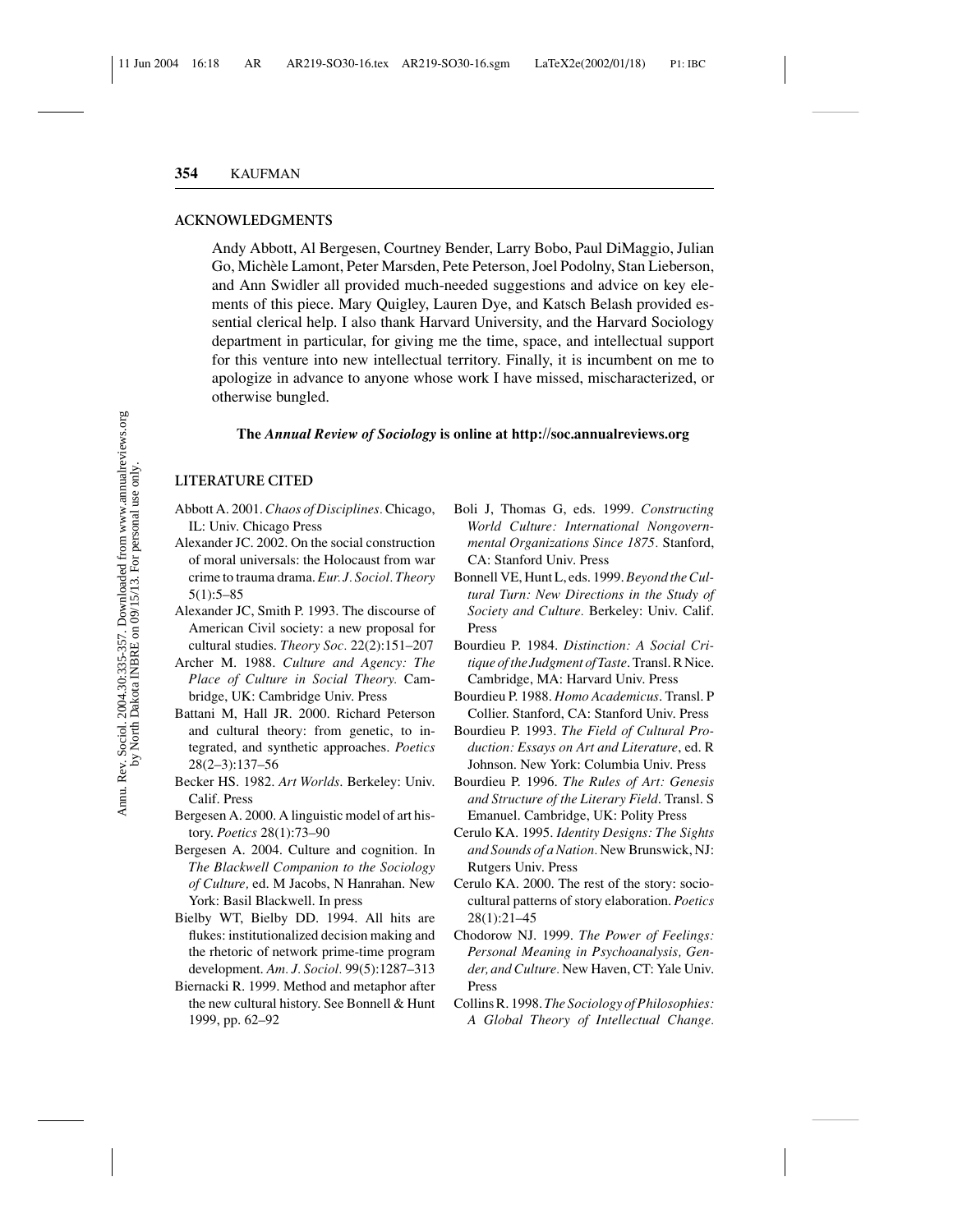## ACKNOWLEDGMENTS

Andy Abbott, Al Bergesen, Courtney Bender, Larry Bobo, Paul DiMaggio, Julian Go, Michèle Lamont, Peter Marsden, Pete Peterson, Joel Podolny, Stan Lieberson, and Ann Swidler all provided much-needed suggestions and advice on key elements of this piece. Mary Quigley, Lauren Dye, and Katsch Belash provided essential clerical help. I also thank Harvard University, and the Harvard Sociology department in particular, for giving me the time, space, and intellectual support for this venture into new intellectual territory. Finally, it is incumbent on me to apologize in advance to anyone whose work I have missed, mischaracterized, or otherwise bungled.

**The *Annual Review of Sociology* is online at http://soc.annualreviews.org**

## LITERATURE CITED

Abbott A. 2001. *Chaos of Disciplines.* Chicago, IL: Univ. Chicago Press

Alexander JC. 2002. On the social construction of moral universals: the Holocaust from war crime to trauma drama. *Eur. J. Sociol. Theory* 5(1):5–85

Alexander JC, Smith P. 1993. The discourse of American Civil society: a new proposal for cultural studies. *Theory Soc.* 22(2):151–207

Archer M. 1988. *Culture and Agency: The Place of Culture in Social Theory.* Cambridge, UK: Cambridge Univ. Press

Battani M, Hall JR. 2000. Richard Peterson and cultural theory: from genetic, to integrated, and synthetic approaches. *Poetics* 28(2–3):137–56

Becker HS. 1982. *Art Worlds.* Berkeley: Univ. Calif. Press

Bergesen A. 2000. A linguistic model of art history. *Poetics* 28(1):73–90

Bergesen A. 2004. Culture and cognition. In *The Blackwell Companion to the Sociology of Culture,* ed. M Jacobs, N Hanrahan. New York: Basil Blackwell. In press

Bielby WT, Bielby DD. 1994. All hits are flukes: institutionalized decision making and the rhetoric of network prime-time program development. *Am. J. Sociol.* 99(5):1287–313

Biernacki R. 1999. Method and metaphor after the new cultural history. See Bonnell & Hunt 1999, pp. 62–92

Boli J, Thomas G, eds. 1999. *Constructing World Culture: International Nongovernmental Organizations Since 1875.* Stanford, CA: Stanford Univ. Press

Bonnell VE, Hunt L, eds. 1999. *Beyond the Cultural Turn: New Directions in the Study of Society and Culture.* Berkeley: Univ. Calif. Press

Bourdieu P. 1984. *Distinction: A Social Critique of the Judgment of Taste.* Transl. R Nice. Cambridge, MA: Harvard Univ. Press

Bourdieu P. 1988. *Homo Academicus.* Transl. P Collier. Stanford, CA: Stanford Univ. Press

Bourdieu P. 1993. *The Field of Cultural Production: Essays on Art and Literature*, ed. R Johnson. New York: Columbia Univ. Press

Bourdieu P. 1996. *The Rules of Art: Genesis and Structure of the Literary Field.* Transl. S Emanuel. Cambridge, UK: Polity Press

Cerulo KA. 1995. *Identity Designs: The Sights and Sounds of a Nation.* New Brunswick, NJ: Rutgers Univ. Press

Cerulo KA. 2000. The rest of the story: sociocultural patterns of story elaboration. *Poetics* 28(1):21–45

Chodorow NJ. 1999. *The Power of Feelings: Personal Meaning in Psychoanalysis, Gender, and Culture.* New Haven, CT: Yale Univ. Press

Collins R. 1998. *The Sociology of Philosophies: A Global Theory of Intellectual Change.*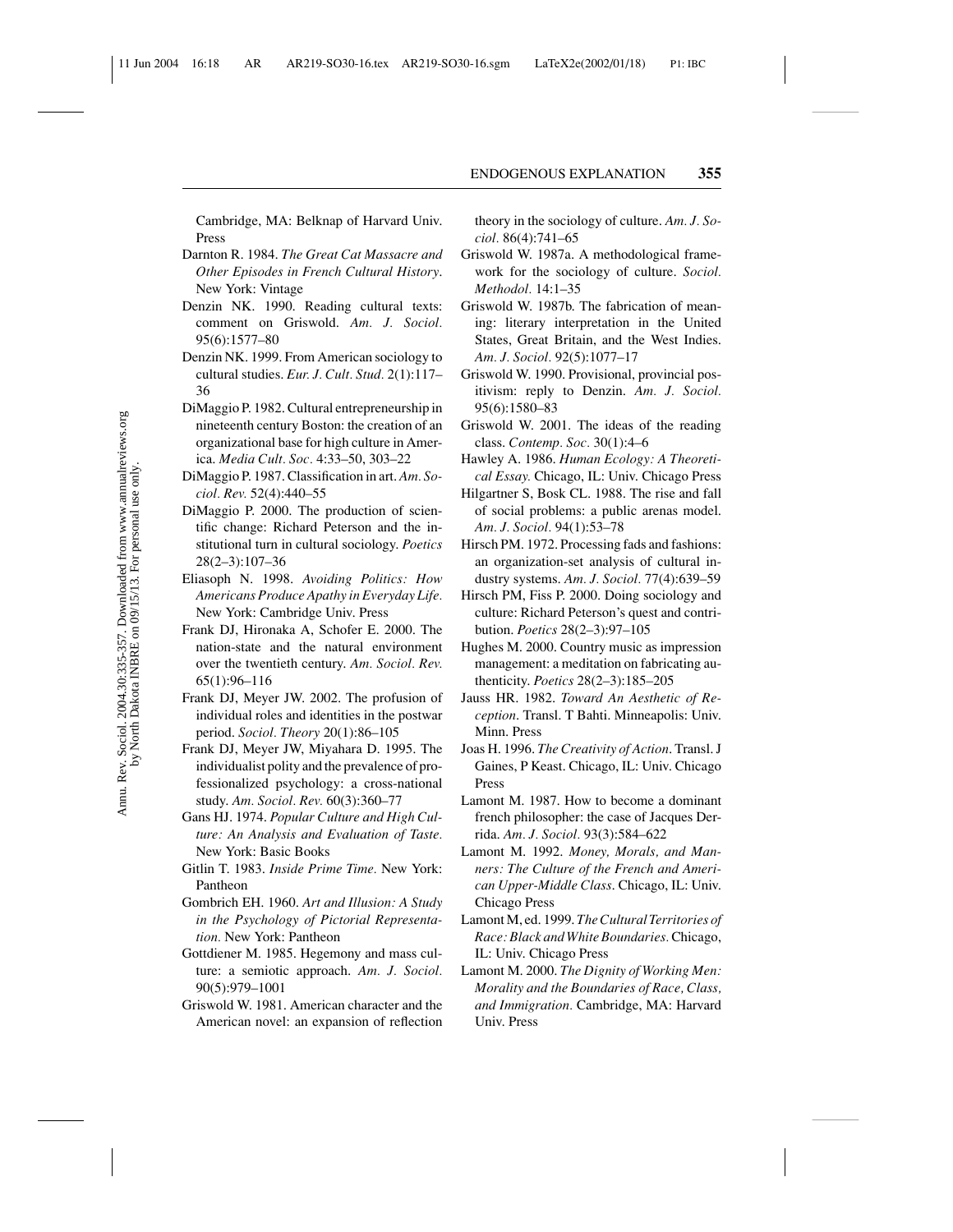Cambridge, MA: Belknap of Harvard Univ. Press

Darnton R. 1984. *The Great Cat Massacre and Other Episodes in French Cultural History*. New York: Vintage

Denzin NK. 1990. Reading cultural texts: comment on Griswold. *Am. J. Sociol.* 95(6):1577–80

Denzin NK. 1999. From American sociology to cultural studies. *Eur. J. Cult. Stud.* 2(1):117–36

DiMaggio P. 1982. Cultural entrepreneurship in nineteenth century Boston: the creation of an organizational base for high culture in America. *Media Cult. Soc.* 4:33–50, 303–22

DiMaggio P. 1987. Classification in art. *Am. Sociol. Rev.* 52(4):440–55

DiMaggio P. 2000. The production of scientific change: Richard Peterson and the institutional turn in cultural sociology. *Poetics* 28(2–3):107–36

Eliasoph N. 1998. *Avoiding Politics: How Americans Produce Apathy in Everyday Life.* New York: Cambridge Univ. Press

Frank DJ, Hironaka A, Schofer E. 2000. The nation-state and the natural environment over the twentieth century. *Am. Sociol. Rev.* 65(1):96–116

Frank DJ, Meyer JW. 2002. The profusion of individual roles and identities in the postwar period. *Sociol. Theory* 20(1):86–105

Frank DJ, Meyer JW, Miyahara D. 1995. The individualist polity and the prevalence of professionalized psychology: a cross-national study. *Am. Sociol. Rev.* 60(3):360–77

Gans HJ. 1974. *Popular Culture and High Culture: An Analysis and Evaluation of Taste.* New York: Basic Books

Gitlin T. 1983. *Inside Prime Time.* New York: Pantheon

Gombrich EH. 1960. *Art and Illusion: A Study in the Psychology of Pictorial Representation.* New York: Pantheon

Gottdiener M. 1985. Hegemony and mass culture: a semiotic approach. *Am. J. Sociol.* 90(5):979–1001

Griswold W. 1981. American character and the American novel: an expansion of reflection theory in the sociology of culture. *Am. J. Sociol.* 86(4):741–65

Griswold W. 1987a. A methodological framework for the sociology of culture. *Sociol. Methodol.* 14:1–35

Griswold W. 1987b. The fabrication of meaning: literary interpretation in the United States, Great Britain, and the West Indies. *Am. J. Sociol.* 92(5):1077–17

Griswold W. 1990. Provisional, provincial positivism: reply to Denzin. *Am. J. Sociol.* 95(6):1580–83

Griswold W. 2001. The ideas of the reading class. *Contemp. Soc.* 30(1):4–6

Hawley A. 1986. *Human Ecology: A Theoretical Essay.* Chicago, IL: Univ. Chicago Press

Hilgartner S, Bosk CL. 1988. The rise and fall of social problems: a public arenas model. *Am. J. Sociol.* 94(1):53–78

Hirsch PM. 1972. Processing fads and fashions: an organization-set analysis of cultural industry systems. *Am. J. Sociol.* 77(4):639–59

Hirsch PM, Fiss P. 2000. Doing sociology and culture: Richard Peterson's quest and contribution. *Poetics* 28(2–3):97–105

Hughes M. 2000. Country music as impression management: a meditation on fabricating authenticity. *Poetics* 28(2–3):185–205

Jauss HR. 1982. *Toward An Aesthetic of Reception*. Transl. T Bahti. Minneapolis: Univ. Minn. Press

Joas H. 1996. *The Creativity of Action*. Transl. J Gaines, P Keast. Chicago, IL: Univ. Chicago Press

Lamont M. 1987. How to become a dominant french philosopher: the case of Jacques Derrida. *Am. J. Sociol.* 93(3):584–622

Lamont M. 1992. *Money, Morals, and Manners: The Culture of the French and American Upper-Middle Class*. Chicago, IL: Univ. Chicago Press

Lamont M, ed. 1999. *The Cultural Territories of Race: Black and White Boundaries*. Chicago, IL: Univ. Chicago Press

Lamont M. 2000. *The Dignity of Working Men: Morality and the Boundaries of Race, Class, and Immigration.* Cambridge, MA: Harvard Univ. Press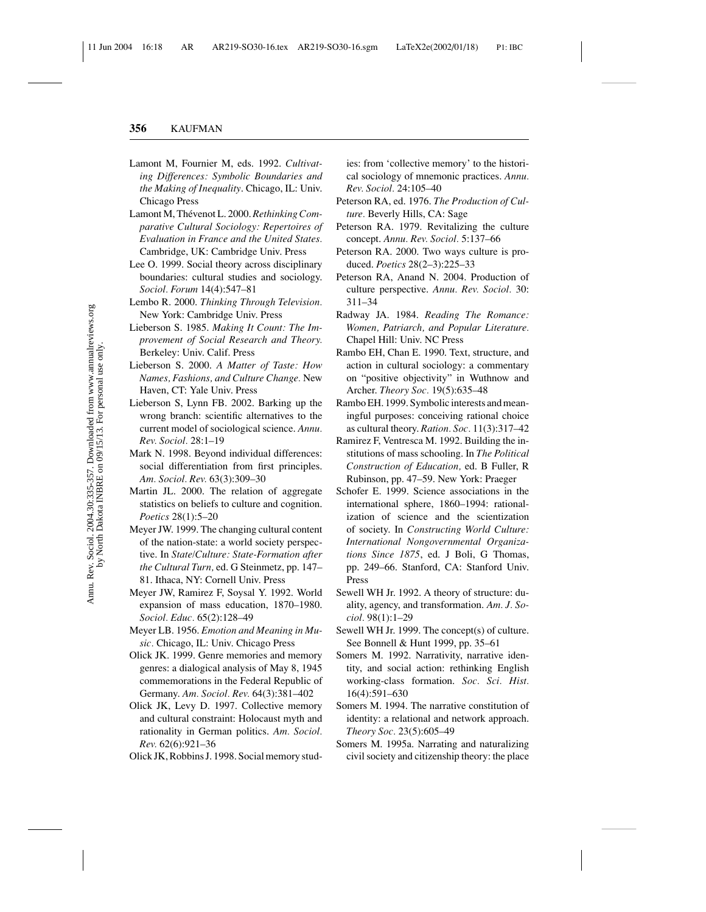Lamont M, Fournier M, eds. 1992. *Cultivating Differences: Symbolic Boundaries and the Making of Inequality*. Chicago, IL: Univ. Chicago Press

Lamont M, Thévenot L. 2000. *Rethinking Comparative Cultural Sociology: Repertoires of Evaluation in France and the United States.* Cambridge, UK: Cambridge Univ. Press

Lee O. 1999. Social theory across disciplinary boundaries: cultural studies and sociology. *Sociol. Forum* 14(4):547–81

Lembo R. 2000. *Thinking Through Television.* New York: Cambridge Univ. Press

Lieberson S. 1985. *Making It Count: The Improvement of Social Research and Theory.* Berkeley: Univ. Calif. Press

Lieberson S. 2000. *A Matter of Taste: How Names, Fashions, and Culture Change.* New Haven, CT: Yale Univ. Press

Lieberson S, Lynn FB. 2002. Barking up the wrong branch: scientific alternatives to the current model of sociological science. *Annu. Rev. Sociol.* 28:1–19

Mark N. 1998. Beyond individual differences: social differentiation from first principles. *Am. Sociol. Rev.* 63(3):309–30

Martin JL. 2000. The relation of aggregate statistics on beliefs to culture and cognition. *Poetics* 28(1):5–20

Meyer JW. 1999. The changing cultural content of the nation-state: a world society perspective. In *State/Culture: State-Formation after the Cultural Turn,* ed. G Steinmetz, pp. 147–81. Ithaca, NY: Cornell Univ. Press

Meyer JW, Ramirez F, Soysal Y. 1992. World expansion of mass education, 1870–1980. *Sociol. Educ.* 65(2):128–49

Meyer LB. 1956. *Emotion and Meaning in Music.* Chicago, IL: Univ. Chicago Press

Olick JK. 1999. Genre memories and memory genres: a dialogical analysis of May 8, 1945 commemorations in the Federal Republic of Germany. *Am. Sociol. Rev.* 64(3):381–402

Olick JK, Levy D. 1997. Collective memory and cultural constraint: Holocaust myth and rationality in German politics. *Am. Sociol. Rev.* 62(6):921–36

Olick JK, Robbins J. 1998. Social memory studies: from 'collective memory' to the historical sociology of mnemonic practices. *Annu. Rev. Sociol.* 24:105–40

Peterson RA, ed. 1976. *The Production of Culture.* Beverly Hills, CA: Sage

Peterson RA. 1979. Revitalizing the culture concept. *Annu. Rev. Sociol.* 5:137–66

Peterson RA. 2000. Two ways culture is produced. *Poetics* 28(2–3):225–33

Peterson RA, Anand N. 2004. Production of culture perspective. *Annu. Rev. Sociol.* 30: 311–34

Radway JA. 1984. *Reading The Romance: Women, Patriarch, and Popular Literature.* Chapel Hill: Univ. NC Press

Rambo EH, Chan E. 1990. Text, structure, and action in cultural sociology: a commentary on "positive objectivity" in Wuthnow and Archer. *Theory Soc.* 19(5):635–48

Rambo EH. 1999. Symbolic interests and meaningful purposes: conceiving rational choice as cultural theory. *Ration. Soc.* 11(3):317–42

Ramirez F, Ventresca M. 1992. Building the institutions of mass schooling. In *The Political Construction of Education,* ed. B Fuller, R Rubinson, pp. 47–59. New York: Praeger

Schofer E. 1999. Science associations in the international sphere, 1860–1994: rationalization of science and the scientization of society. In *Constructing World Culture: International Nongovernmental Organizations Since 1875*, ed. J Boli, G Thomas, pp. 249–66. Stanford, CA: Stanford Univ. Press

Sewell WH Jr. 1992. A theory of structure: duality, agency, and transformation. *Am. J. Sociol.* 98(1):1–29

Sewell WH Jr. 1999. The concept(s) of culture. See Bonnell & Hunt 1999, pp. 35–61

Somers M. 1992. Narrativity, narrative identity, and social action: rethinking English working-class formation. *Soc. Sci. Hist.* 16(4):591–630

Somers M. 1994. The narrative constitution of identity: a relational and network approach. *Theory Soc.* 23(5):605–49

Somers M. 1995a. Narrating and naturalizing civil society and citizenship theory: the place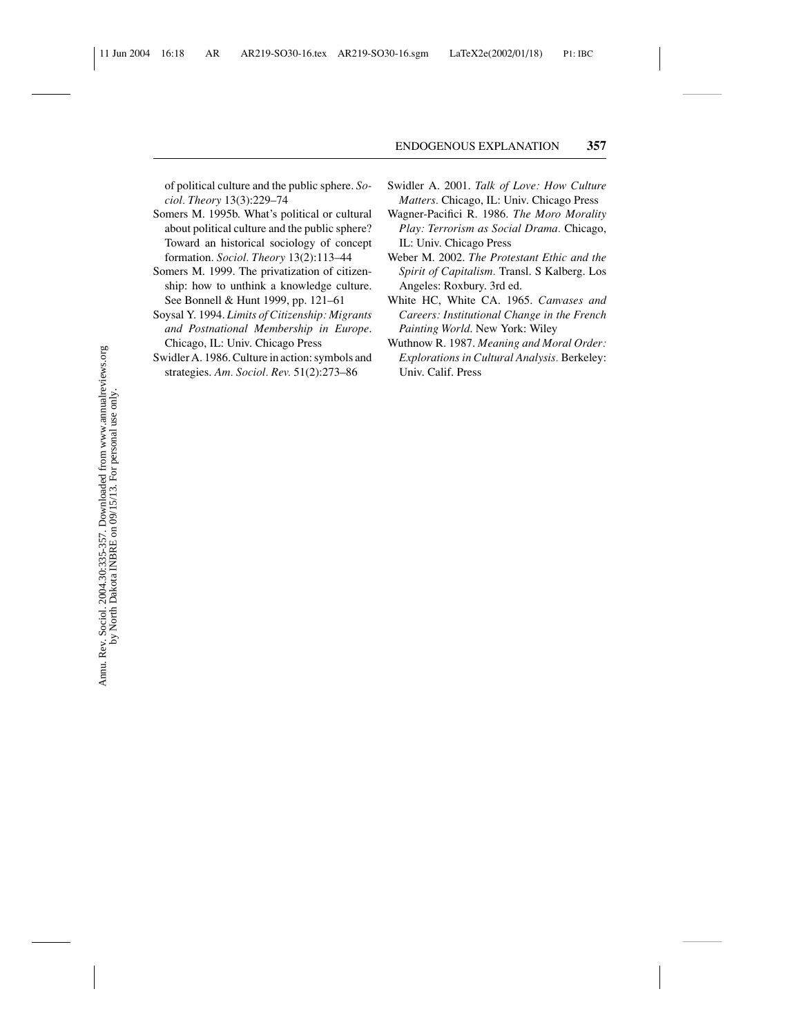of political culture and the public sphere. *Sociol. Theory* 13(3):229–74

Somers M. 1995b. What's political or cultural about political culture and the public sphere? Toward an historical sociology of concept formation. *Sociol. Theory* 13(2):113–44

Somers M. 1999. The privatization of citizenship: how to unthink a knowledge culture. See Bonnell & Hunt 1999, pp. 121–61

Soysal Y. 1994. *Limits of Citizenship: Migrants and Postnational Membership in Europe*. Chicago, IL: Univ. Chicago Press

Swidler A. 1986. Culture in action: symbols and strategies. *Am. Sociol. Rev.* 51(2):273–86

Swidler A. 2001. *Talk of Love: How Culture Matters*. Chicago, IL: Univ. Chicago Press

Wagner-Pacifici R. 1986. *The Moro Morality Play: Terrorism as Social Drama*. Chicago, IL: Univ. Chicago Press

Weber M. 2002. *The Protestant Ethic and the Spirit of Capitalism*. Transl. S Kalberg. Los Angeles: Roxbury. 3rd ed.

White HC, White CA. 1965. *Canvases and Careers: Institutional Change in the French Painting World*. New York: Wiley

Wuthnow R. 1987. *Meaning and Moral Order: Explorations in Cultural Analysis*. Berkeley: Univ. Calif. Press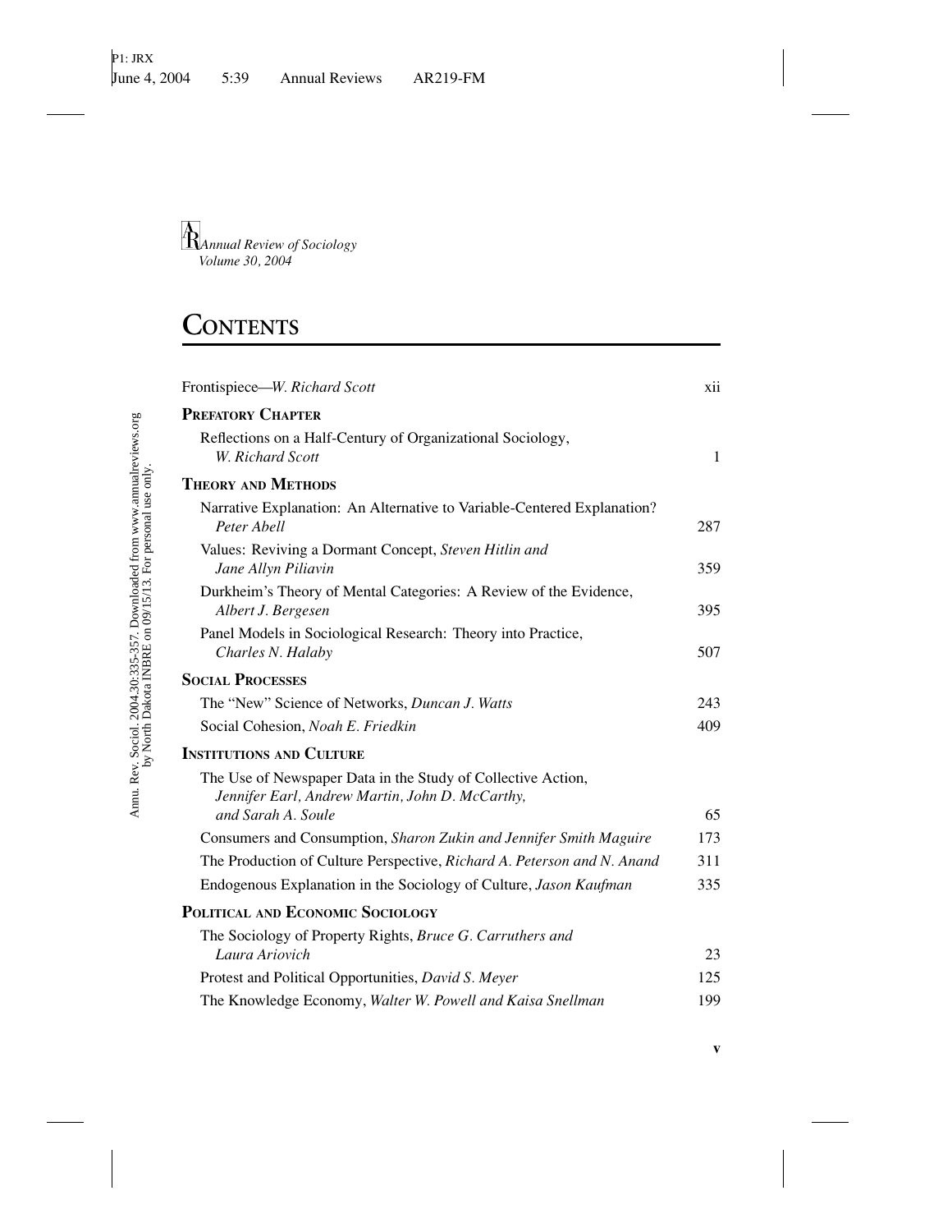*Annual Review of Sociology*
*Volume 30, 2004*

# CONTENTS

| | |
|---|---|
| Frontispiece—*W. Richard Scott* | xii |
| **PREFATORY CHAPTER** | |
| Reflections on a Half-Century of Organizational Sociology, *W. Richard Scott* | 1 |
| **THEORY AND METHODS** | |
| Narrative Explanation: An Alternative to Variable-Centered Explanation? *Peter Abell* | 287 |
| Values: Reviving a Dormant Concept, *Steven Hitlin and Jane Allyn Piliavin* | 359 |
| Durkheim's Theory of Mental Categories: A Review of the Evidence, *Albert J. Bergesen* | 395 |
| Panel Models in Sociological Research: Theory into Practice, *Charles N. Halaby* | 507 |
| **SOCIAL PROCESSES** | |
| The "New" Science of Networks, *Duncan J. Watts* | 243 |
| Social Cohesion, *Noah E. Friedkin* | 409 |
| **INSTITUTIONS AND CULTURE** | |
| The Use of Newspaper Data in the Study of Collective Action, *Jennifer Earl, Andrew Martin, John D. McCarthy, and Sarah A. Soule* | 65 |
| Consumers and Consumption, *Sharon Zukin and Jennifer Smith Maguire* | 173 |
| The Production of Culture Perspective, *Richard A. Peterson and N. Anand* | 311 |
| Endogenous Explanation in the Sociology of Culture, *Jason Kaufman* | 335 |
| **POLITICAL AND ECONOMIC SOCIOLOGY** | |
| The Sociology of Property Rights, *Bruce G. Carruthers and Laura Ariovich* | 23 |
| Protest and Political Opportunities, *David S. Meyer* | 125 |
| The Knowledge Economy, *Walter W. Powell and Kaisa Snellman* | 199 |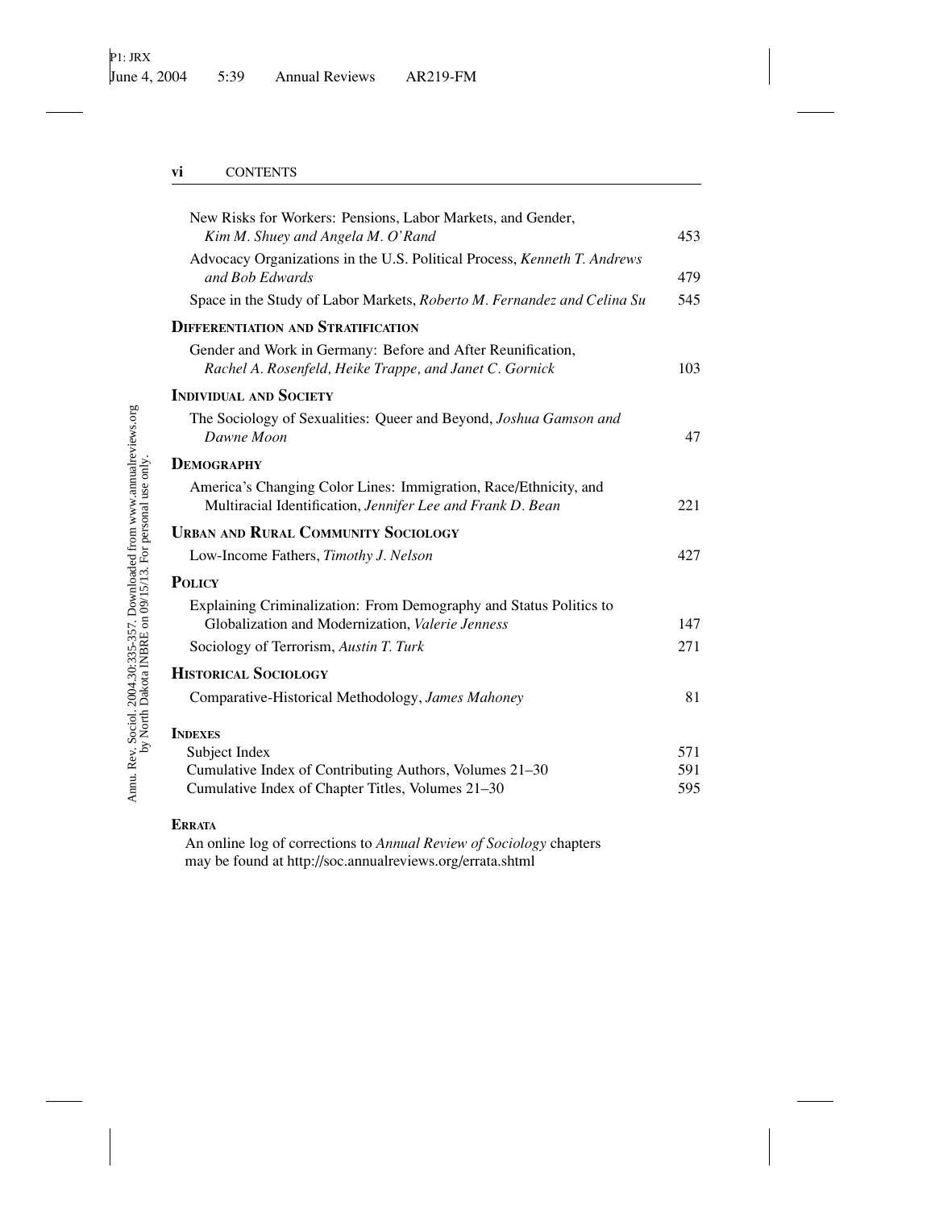New Risks for Workers: Pensions, Labor Markets, and Gender, *Kim M. Shuey and Angela M. O'Rand* 453

Advocacy Organizations in the U.S. Political Process, *Kenneth T. Andrews and Bob Edwards* 479

Space in the Study of Labor Markets, *Roberto M. Fernandez and Celina Su* 545

**DIFFERENTIATION AND STRATIFICATION**

Gender and Work in Germany: Before and After Reunification, *Rachel A. Rosenfeld, Heike Trappe, and Janet C. Gornick* 103

**INDIVIDUAL AND SOCIETY**

The Sociology of Sexualities: Queer and Beyond, *Joshua Gamson and Dawne Moon* 47

**DEMOGRAPHY**

America's Changing Color Lines: Immigration, Race/Ethnicity, and Multiracial Identification, *Jennifer Lee and Frank D. Bean* 221

**URBAN AND RURAL COMMUNITY SOCIOLOGY**

Low-Income Fathers, *Timothy J. Nelson* 427

**POLICY**

Explaining Criminalization: From Demography and Status Politics to Globalization and Modernization, *Valerie Jenness* 147

Sociology of Terrorism, *Austin T. Turk* 271

**HISTORICAL SOCIOLOGY**

Comparative-Historical Methodology, *James Mahoney* 81

**INDEXES**

Subject Index 571

Cumulative Index of Contributing Authors, Volumes 21–30 591

Cumulative Index of Chapter Titles, Volumes 21–30 595

**ERRATA**

An online log of corrections to *Annual Review of Sociology* chapters may be found at http://soc.annualreviews.org/errata.shtml